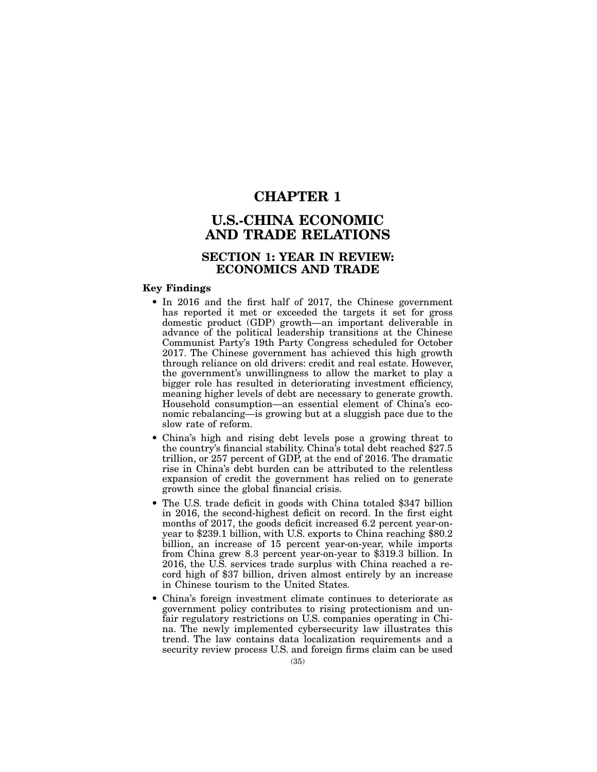# CHAPTER 1

# U.S.-CHINA ECONOMIC AND TRADE RELATIONS

## SECTION 1: YEAR IN REVIEW: ECONOMICS AND TRADE

### Key Findings

- In 2016 and the first half of 2017, the Chinese government has reported it met or exceeded the targets it set for gross domestic product (GDP) growth—an important deliverable in advance of the political leadership transitions at the Chinese Communist Party's 19th Party Congress scheduled for October 2017. The Chinese government has achieved this high growth through reliance on old drivers: credit and real estate. However, the government's unwillingness to allow the market to play a bigger role has resulted in deteriorating investment efficiency, meaning higher levels of debt are necessary to generate growth. Household consumption—an essential element of China's economic rebalancing—is growing but at a sluggish pace due to the slow rate of reform.
- China's high and rising debt levels pose a growing threat to the country's financial stability. China's total debt reached $27.5 trillion, or 257 percent of GDP, at the end of 2016. The dramatic rise in China's debt burden can be attributed to the relentless expansion of credit the government has relied on to generate growth since the global financial crisis.
- The U.S. trade deficit in goods with China totaled $347 billion in 2016, the second-highest deficit on record. In the first eight months of 2017, the goods deficit increased 6.2 percent year-on-year to $239.1 billion, with U.S. exports to China reaching $80.2 billion, an increase of 15 percent year-on-year, while imports from China grew 8.3 percent year-on-year to $319.3 billion. In 2016, the U.S. services trade surplus with China reached a record high of $37 billion, driven almost entirely by an increase in Chinese tourism to the United States.
- China's foreign investment climate continues to deteriorate as government policy contributes to rising protectionism and unfair regulatory restrictions on U.S. companies operating in China. The newly implemented cybersecurity law illustrates this trend. The law contains data localization requirements and a security review process U.S. and foreign firms claim can be used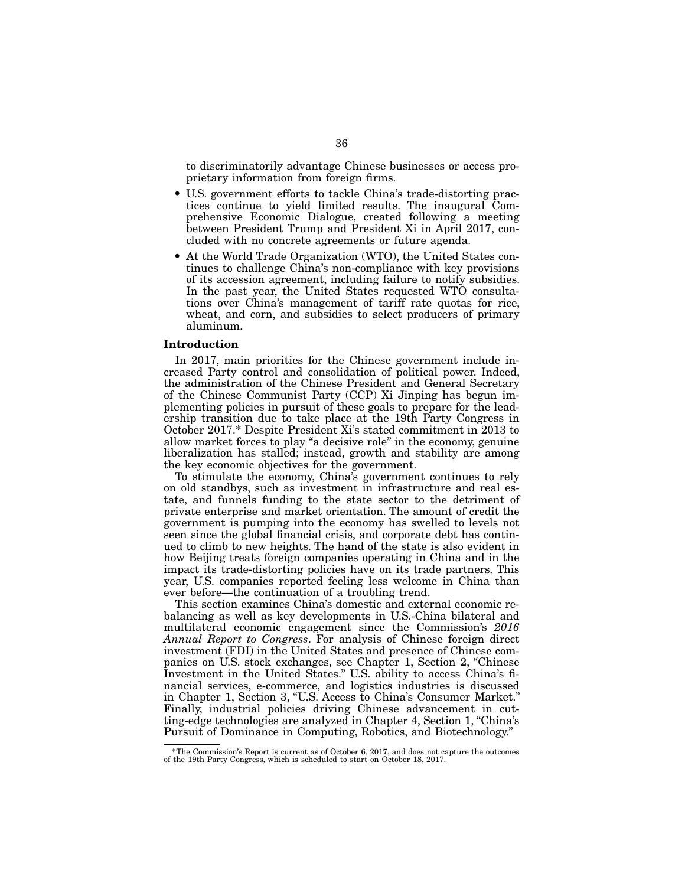to discriminatorily advantage Chinese businesses or access proprietary information from foreign firms.

- U.S. government efforts to tackle China's trade-distorting practices continue to yield limited results. The inaugural Comprehensive Economic Dialogue, created following a meeting between President Trump and President Xi in April 2017, concluded with no concrete agreements or future agenda.
- At the World Trade Organization (WTO), the United States continues to challenge China's non-compliance with key provisions of its accession agreement, including failure to notify subsidies. In the past year, the United States requested WTO consultations over China's management of tariff rate quotas for rice, wheat, and corn, and subsidies to select producers of primary aluminum.

### Introduction

In 2017, main priorities for the Chinese government include increased Party control and consolidation of political power. Indeed, the administration of the Chinese President and General Secretary of the Chinese Communist Party (CCP) Xi Jinping has begun implementing policies in pursuit of these goals to prepare for the leadership transition due to take place at the 19th Party Congress in October 2017.* Despite President Xi's stated commitment in 2013 to allow market forces to play "a decisive role" in the economy, genuine liberalization has stalled; instead, growth and stability are among the key economic objectives for the government.

To stimulate the economy, China's government continues to rely on old standbys, such as investment in infrastructure and real estate, and funnels funding to the state sector to the detriment of private enterprise and market orientation. The amount of credit the government is pumping into the economy has swelled to levels not seen since the global financial crisis, and corporate debt has continued to climb to new heights. The hand of the state is also evident in how Beijing treats foreign companies operating in China and in the impact its trade-distorting policies have on its trade partners. This year, U.S. companies reported feeling less welcome in China than ever before—the continuation of a troubling trend.

This section examines China's domestic and external economic rebalancing as well as key developments in U.S.-China bilateral and multilateral economic engagement since the Commission's *2016 Annual Report to Congress*. For analysis of Chinese foreign direct investment (FDI) in the United States and presence of Chinese companies on U.S. stock exchanges, see Chapter 1, Section 2, "Chinese Investment in the United States." U.S. ability to access China's financial services, e-commerce, and logistics industries is discussed in Chapter 1, Section 3, "U.S. Access to China's Consumer Market." Finally, industrial policies driving Chinese advancement in cutting-edge technologies are analyzed in Chapter 4, Section 1, "China's Pursuit of Dominance in Computing, Robotics, and Biotechnology."

---

*The Commission's Report is current as of October 6, 2017, and does not capture the outcomes of the 19th Party Congress, which is scheduled to start on October 18, 2017.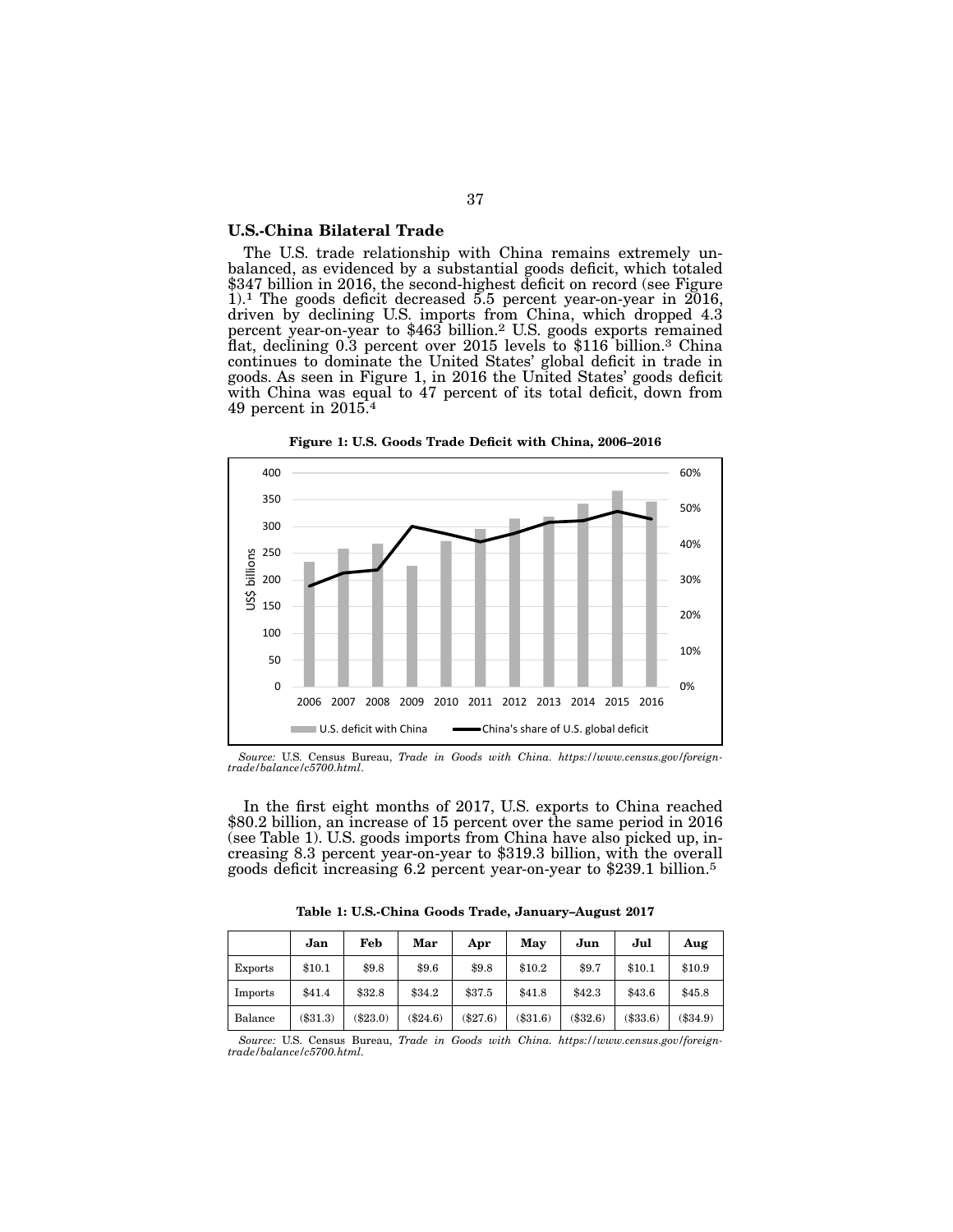## U.S.-China Bilateral Trade

The U.S. trade relationship with China remains extremely unbalanced, as evidenced by a substantial goods deficit, which totaled $347 billion in 2016, the second-highest deficit on record (see Figure 1).[1] The goods deficit decreased 5.5 percent year-on-year in 2016, driven by declining U.S. imports from China, which dropped 4.3 percent year-on-year to $463 billion.[2] U.S. goods exports remained flat, declining 0.3 percent over 2015 levels to $116 billion.[3] China continues to dominate the United States' global deficit in trade in goods. As seen in Figure 1, in 2016 the United States' goods deficit with China was equal to 47 percent of its total deficit, down from 49 percent in 2015.[4]

**Figure 1: U.S. Goods Trade Deficit with China, 2006–2016**

*Source:* U.S. Census Bureau, *Trade in Goods with China. https://www.census.gov/foreign-trade/balance/c5700.html.*

In the first eight months of 2017, U.S. exports to China reached $80.2 billion, an increase of 15 percent over the same period in 2016 (see Table 1). U.S. goods imports from China have also picked up, increasing 8.3 percent year-on-year to $319.3 billion, with the overall goods deficit increasing 6.2 percent year-on-year to $239.1 billion.[5]

**Table 1: U.S.-China Goods Trade, January–August 2017**

| | Jan | Feb | Mar | Apr | May | Jun | Jul | Aug |
|---|---|---|---|---|---|---|---|---|
| Exports | $10.1 | $9.8 | $9.6 | $9.8 | $10.2 | $9.7 | $10.1 | $10.9 |
| Imports | $41.4 | $32.8 | $34.2 | $37.5 | $41.8 | $42.3 | $43.6 | $45.8 |
| Balance | ($31.3) | ($23.0) | ($24.6) | ($27.6) | ($31.6) | ($32.6) | ($33.6) | ($34.9) |

*Source:* U.S. Census Bureau, *Trade in Goods with China. https://www.census.gov/foreign-trade/balance/c5700.html.*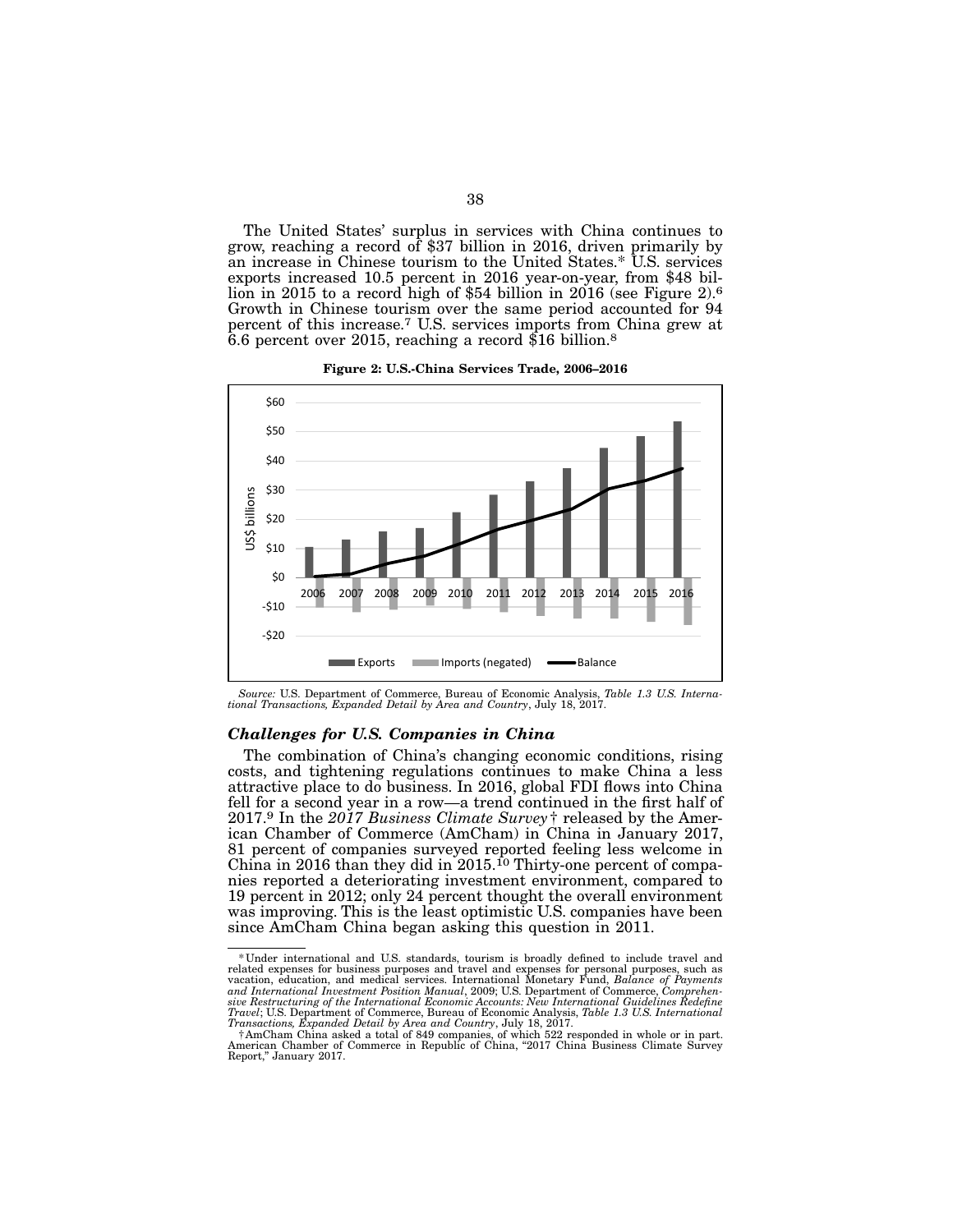The United States' surplus in services with China continues to grow, reaching a record of $37 billion in 2016, driven primarily by an increase in Chinese tourism to the United States.* U.S. services exports increased 10.5 percent in 2016 year-on-year, from $48 billion in 2015 to a record high of $54 billion in 2016 (see Figure 2).[6] Growth in Chinese tourism over the same period accounted for 94 percent of this increase.[7] U.S. services imports from China grew at 6.6 percent over 2015, reaching a record $16 billion.[8]

**Figure 2: U.S.-China Services Trade, 2006–2016**

*Source:* U.S. Department of Commerce, Bureau of Economic Analysis, *Table 1.3 U.S. International Transactions, Expanded Detail by Area and Country*, July 18, 2017.

### *Challenges for U.S. Companies in China*

The combination of China's changing economic conditions, rising costs, and tightening regulations continues to make China a less attractive place to do business. In 2016, global FDI flows into China fell for a second year in a row—a trend continued in the first half of 2017.[9] In the *2017 Business Climate Survey* † released by the American Chamber of Commerce (AmCham) in China in January 2017, 81 percent of companies surveyed reported feeling less welcome in China in 2016 than they did in 2015.[10] Thirty-one percent of companies reported a deteriorating investment environment, compared to 19 percent in 2012; only 24 percent thought the overall environment was improving. This is the least optimistic U.S. companies have been since AmCham China began asking this question in 2011.

---

* Under international and U.S. standards, tourism is broadly defined to include travel and related expenses for business purposes and travel and expenses for personal purposes, such as vacation, education, and medical services. International Monetary Fund, *Balance of Payments and International Investment Position Manual*, 2009; U.S. Department of Commerce, *Comprehensive Restructuring of the International Economic Accounts: New International Guidelines Redefine Travel*; U.S. Department of Commerce, Bureau of Economic Analysis, *Table 1.3 U.S. International Transactions, Expanded Detail by Area and Country*, July 18, 2017.

† AmCham China asked a total of 849 companies, of which 522 responded in whole or in part. American Chamber of Commerce in Republic of China, "2017 China Business Climate Survey Report," January 2017.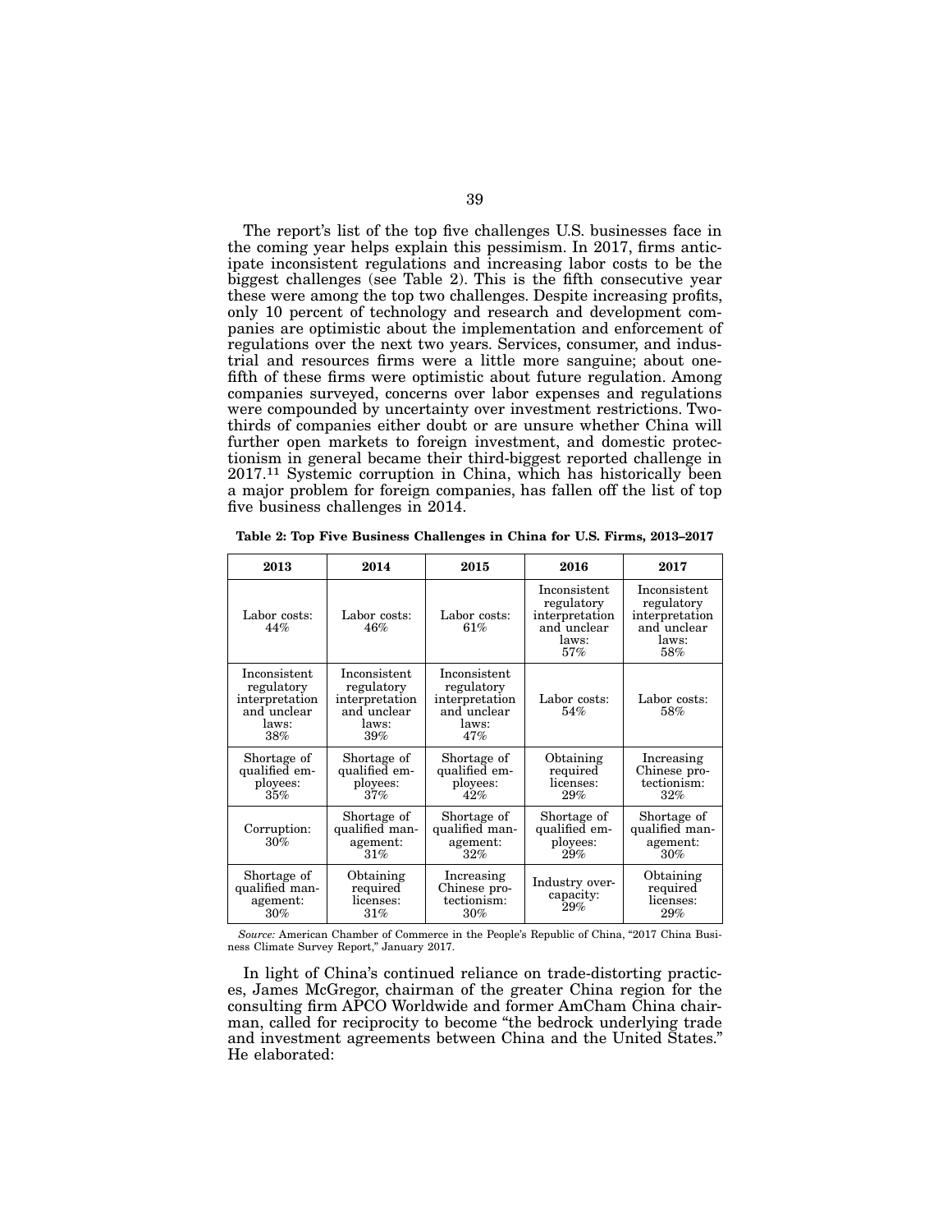The report's list of the top five challenges U.S. businesses face in the coming year helps explain this pessimism. In 2017, firms anticipate inconsistent regulations and increasing labor costs to be the biggest challenges (see Table 2). This is the fifth consecutive year these were among the top two challenges. Despite increasing profits, only 10 percent of technology and research and development companies are optimistic about the implementation and enforcement of regulations over the next two years. Services, consumer, and industrial and resources firms were a little more sanguine; about one-fifth of these firms were optimistic about future regulation. Among companies surveyed, concerns over labor expenses and regulations were compounded by uncertainty over investment restrictions. Two-thirds of companies either doubt or are unsure whether China will further open markets to foreign investment, and domestic protectionism in general became their third-biggest reported challenge in 2017.[11] Systemic corruption in China, which has historically been a major problem for foreign companies, has fallen off the list of top five business challenges in 2014.

**Table 2: Top Five Business Challenges in China for U.S. Firms, 2013–2017**

| 2013 | 2014 | 2015 | 2016 | 2017 |
|---|---|---|---|---|
| Labor costs: 44% | Labor costs: 46% | Labor costs: 61% | Inconsistent regulatory interpretation and unclear laws: 57% | Inconsistent regulatory interpretation and unclear laws: 58% |
| Inconsistent regulatory interpretation and unclear laws: 38% | Inconsistent regulatory interpretation and unclear laws: 39% | Inconsistent regulatory interpretation and unclear laws: 47% | Labor costs: 54% | Labor costs: 58% |
| Shortage of qualified employees: 35% | Shortage of qualified employees: 37% | Shortage of qualified employees: 42% | Obtaining required licenses: 29% | Increasing Chinese protectionism: 32% |
| Corruption: 30% | Shortage of qualified management: 31% | Shortage of qualified management: 32% | Shortage of qualified employees: 29% | Shortage of qualified management: 30% |
| Shortage of qualified management: 30% | Obtaining required licenses: 31% | Increasing Chinese protectionism: 30% | Industry overcapacity: 29% | Obtaining required licenses: 29% |

*Source:* American Chamber of Commerce in the People's Republic of China, "2017 China Business Climate Survey Report," January 2017.

In light of China's continued reliance on trade-distorting practices, James McGregor, chairman of the greater China region for the consulting firm APCO Worldwide and former AmCham China chairman, called for reciprocity to become "the bedrock underlying trade and investment agreements between China and the United States." He elaborated: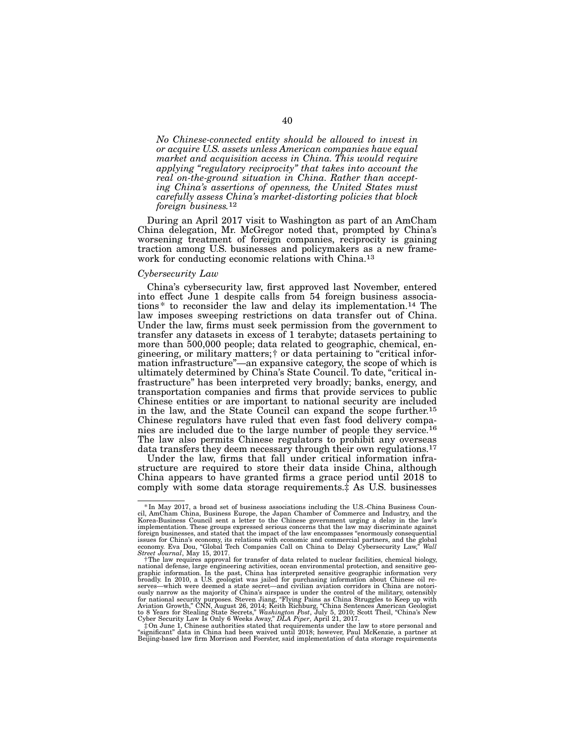*No Chinese-connected entity should be allowed to invest in or acquire U.S. assets unless American companies have equal market and acquisition access in China. This would require applying "regulatory reciprocity" that takes into account the real on-the-ground situation in China. Rather than accepting China's assertions of openness, the United States must carefully assess China's market-distorting policies that block foreign business.*[12]

During an April 2017 visit to Washington as part of an AmCham China delegation, Mr. McGregor noted that, prompted by China's worsening treatment of foreign companies, reciprocity is gaining traction among U.S. businesses and policymakers as a new framework for conducting economic relations with China.[13]

*Cybersecurity Law*

China's cybersecurity law, first approved last November, entered into effect June 1 despite calls from 54 foreign business associations* to reconsider the law and delay its implementation.[14] The law imposes sweeping restrictions on data transfer out of China. Under the law, firms must seek permission from the government to transfer any datasets in excess of 1 terabyte; datasets pertaining to more than 500,000 people; data related to geographic, chemical, engineering, or military matters;† or data pertaining to "critical information infrastructure"—an expansive category, the scope of which is ultimately determined by China's State Council. To date, "critical infrastructure" has been interpreted very broadly; banks, energy, and transportation companies and firms that provide services to public Chinese entities or are important to national security are included in the law, and the State Council can expand the scope further.[15] Chinese regulators have ruled that even fast food delivery companies are included due to the large number of people they service.[16] The law also permits Chinese regulators to prohibit any overseas data transfers they deem necessary through their own regulations.[17]

Under the law, firms that fall under critical information infrastructure are required to store their data inside China, although China appears to have granted firms a grace period until 2018 to comply with some data storage requirements.‡ As U.S. businesses

---

* In May 2017, a broad set of business associations including the U.S.-China Business Council, AmCham China, Business Europe, the Japan Chamber of Commerce and Industry, and the Korea-Business Council sent a letter to the Chinese government urging a delay in the law's implementation. These groups expressed serious concerns that the law may discriminate against foreign businesses, and stated that the impact of the law encompasses "enormously consequential issues for China's economy, its relations with economic and commercial partners, and the global economy. Eva Dou, "Global Tech Companies Call on China to Delay Cybersecurity Law," *Wall Street Journal*, May 15, 2017.

† The law requires approval for transfer of data related to nuclear facilities, chemical biology, national defense, large engineering activities, ocean environmental protection, and sensitive geographic information. In the past, China has interpreted sensitive geographic information very broadly. In 2010, a U.S. geologist was jailed for purchasing information about Chinese oil reserves—which were deemed a state secret—and civilian aviation corridors in China are notoriously narrow as the majority of China's airspace is under the control of the military, ostensibly for national security purposes. Steven Jiang, "Flying Pains as China Struggles to Keep up with Aviation Growth," CNN, August 26, 2014; Keith Richburg, "China Sentences American Geologist to 8 Years for Stealing State Secrets," *Washington Post*, July 5, 2010; Scott Theil, "China's New Cyber Security Law Is Only 6 Weeks Away," *DLA Piper*, April 21, 2017.

‡ On June 1, Chinese authorities stated that requirements under the law to store personal and "significant" data in China had been waived until 2018; however, Paul McKenzie, a partner at Beijing-based law firm Morrison and Foerster, said implementation of data storage requirements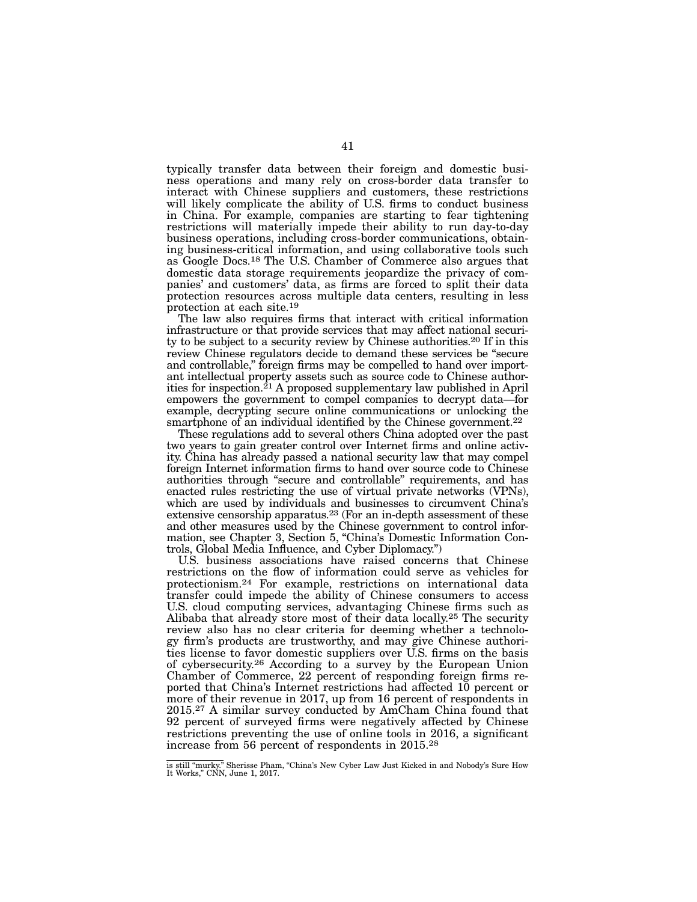typically transfer data between their foreign and domestic business operations and many rely on cross-border data transfer to interact with Chinese suppliers and customers, these restrictions will likely complicate the ability of U.S. firms to conduct business in China. For example, companies are starting to fear tightening restrictions will materially impede their ability to run day-to-day business operations, including cross-border communications, obtaining business-critical information, and using collaborative tools such as Google Docs.[18] The U.S. Chamber of Commerce also argues that domestic data storage requirements jeopardize the privacy of companies' and customers' data, as firms are forced to split their data protection resources across multiple data centers, resulting in less protection at each site.[19]

The law also requires firms that interact with critical information infrastructure or that provide services that may affect national security to be subject to a security review by Chinese authorities.[20] If in this review Chinese regulators decide to demand these services be "secure and controllable," foreign firms may be compelled to hand over important intellectual property assets such as source code to Chinese authorities for inspection.[21] A proposed supplementary law published in April empowers the government to compel companies to decrypt data—for example, decrypting secure online communications or unlocking the smartphone of an individual identified by the Chinese government.[22]

These regulations add to several others China adopted over the past two years to gain greater control over Internet firms and online activity. China has already passed a national security law that may compel foreign Internet information firms to hand over source code to Chinese authorities through "secure and controllable" requirements, and has enacted rules restricting the use of virtual private networks (VPNs), which are used by individuals and businesses to circumvent China's extensive censorship apparatus.[23] (For an in-depth assessment of these and other measures used by the Chinese government to control information, see Chapter 3, Section 5, "China's Domestic Information Controls, Global Media Influence, and Cyber Diplomacy.")

U.S. business associations have raised concerns that Chinese restrictions on the flow of information could serve as vehicles for protectionism.[24] For example, restrictions on international data transfer could impede the ability of Chinese consumers to access U.S. cloud computing services, advantaging Chinese firms such as Alibaba that already store most of their data locally.[25] The security review also has no clear criteria for deeming whether a technology firm's products are trustworthy, and may give Chinese authorities license to favor domestic suppliers over U.S. firms on the basis of cybersecurity.[26] According to a survey by the European Union Chamber of Commerce, 22 percent of responding foreign firms reported that China's Internet restrictions had affected 10 percent or more of their revenue in 2017, up from 16 percent of respondents in 2015.[27] A similar survey conducted by AmCham China found that 92 percent of surveyed firms were negatively affected by Chinese restrictions preventing the use of online tools in 2016, a significant increase from 56 percent of respondents in 2015.[28]

---

is still "murky." Sherisse Pham, "China's New Cyber Law Just Kicked in and Nobody's Sure How It Works," CNN, June 1, 2017.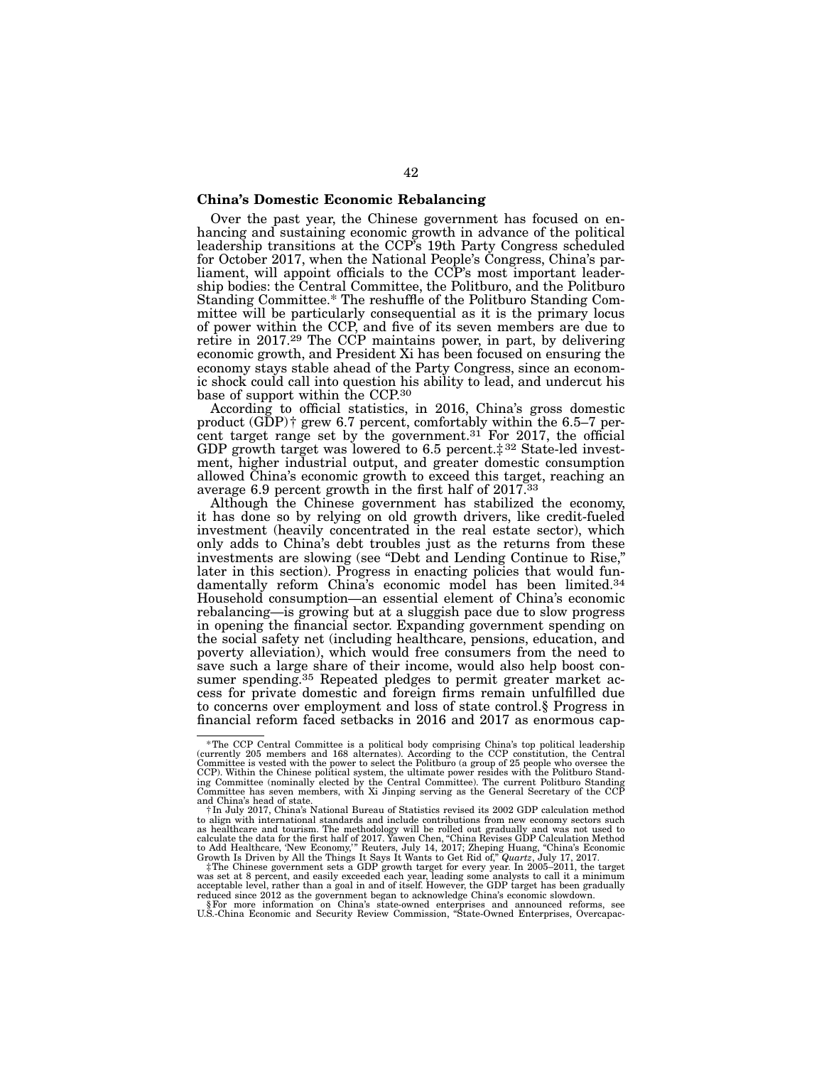### China's Domestic Economic Rebalancing

Over the past year, the Chinese government has focused on enhancing and sustaining economic growth in advance of the political leadership transitions at the CCP's 19th Party Congress scheduled for October 2017, when the National People's Congress, China's parliament, will appoint officials to the CCP's most important leadership bodies: the Central Committee, the Politburo, and the Politburo Standing Committee.* The reshuffle of the Politburo Standing Committee will be particularly consequential as it is the primary locus of power within the CCP, and five of its seven members are due to retire in 2017.[29] The CCP maintains power, in part, by delivering economic growth, and President Xi has been focused on ensuring the economy stays stable ahead of the Party Congress, since an economic shock could call into question his ability to lead, and undercut his base of support within the CCP.[30]

According to official statistics, in 2016, China's gross domestic product (GDP)† grew 6.7 percent, comfortably within the 6.5–7 percent target range set by the government.[31] For 2017, the official GDP growth target was lowered to 6.5 percent.‡[32] State-led investment, higher industrial output, and greater domestic consumption allowed China's economic growth to exceed this target, reaching an average 6.9 percent growth in the first half of 2017.[33]

Although the Chinese government has stabilized the economy, it has done so by relying on old growth drivers, like credit-fueled investment (heavily concentrated in the real estate sector), which only adds to China's debt troubles just as the returns from these investments are slowing (see "Debt and Lending Continue to Rise," later in this section). Progress in enacting policies that would fundamentally reform China's economic model has been limited.[34] Household consumption—an essential element of China's economic rebalancing—is growing but at a sluggish pace due to slow progress in opening the financial sector. Expanding government spending on the social safety net (including healthcare, pensions, education, and poverty alleviation), which would free consumers from the need to save such a large share of their income, would also help boost consumer spending.[35] Repeated pledges to permit greater market access for private domestic and foreign firms remain unfulfilled due to concerns over employment and loss of state control.§ Progress in financial reform faced setbacks in 2016 and 2017 as enormous cap-

---

*The CCP Central Committee is a political body comprising China's top political leadership (currently 205 members and 168 alternates). According to the CCP constitution, the Central Committee is vested with the power to select the Politburo (a group of 25 people who oversee the CCP). Within the Chinese political system, the ultimate power resides with the Politburo Standing Committee (nominally elected by the Central Committee). The current Politburo Standing Committee has seven members, with Xi Jinping serving as the General Secretary of the CCP and China's head of state.

†In July 2017, China's National Bureau of Statistics revised its 2002 GDP calculation method to align with international standards and include contributions from new economy sectors such as healthcare and tourism. The methodology will be rolled out gradually and was not used to calculate the data for the first half of 2017. Yawen Chen, "China Revises GDP Calculation Method to Add Healthcare, 'New Economy,'" Reuters, July 14, 2017; Zheping Huang, "China's Economic Growth Is Driven by All the Things It Says It Wants to Get Rid of," *Quartz*, July 17, 2017.

‡The Chinese government sets a GDP growth target for every year. In 2005–2011, the target was set at 8 percent, and easily exceeded each year, leading some analysts to call it a minimum acceptable level, rather than a goal in and of itself. However, the GDP target has been gradually reduced since 2012 as the government began to acknowledge China's economic slowdown.

§For more information on China's state-owned enterprises and announced reforms, see U.S.-China Economic and Security Review Commission, "State-Owned Enterprises, Overcapac-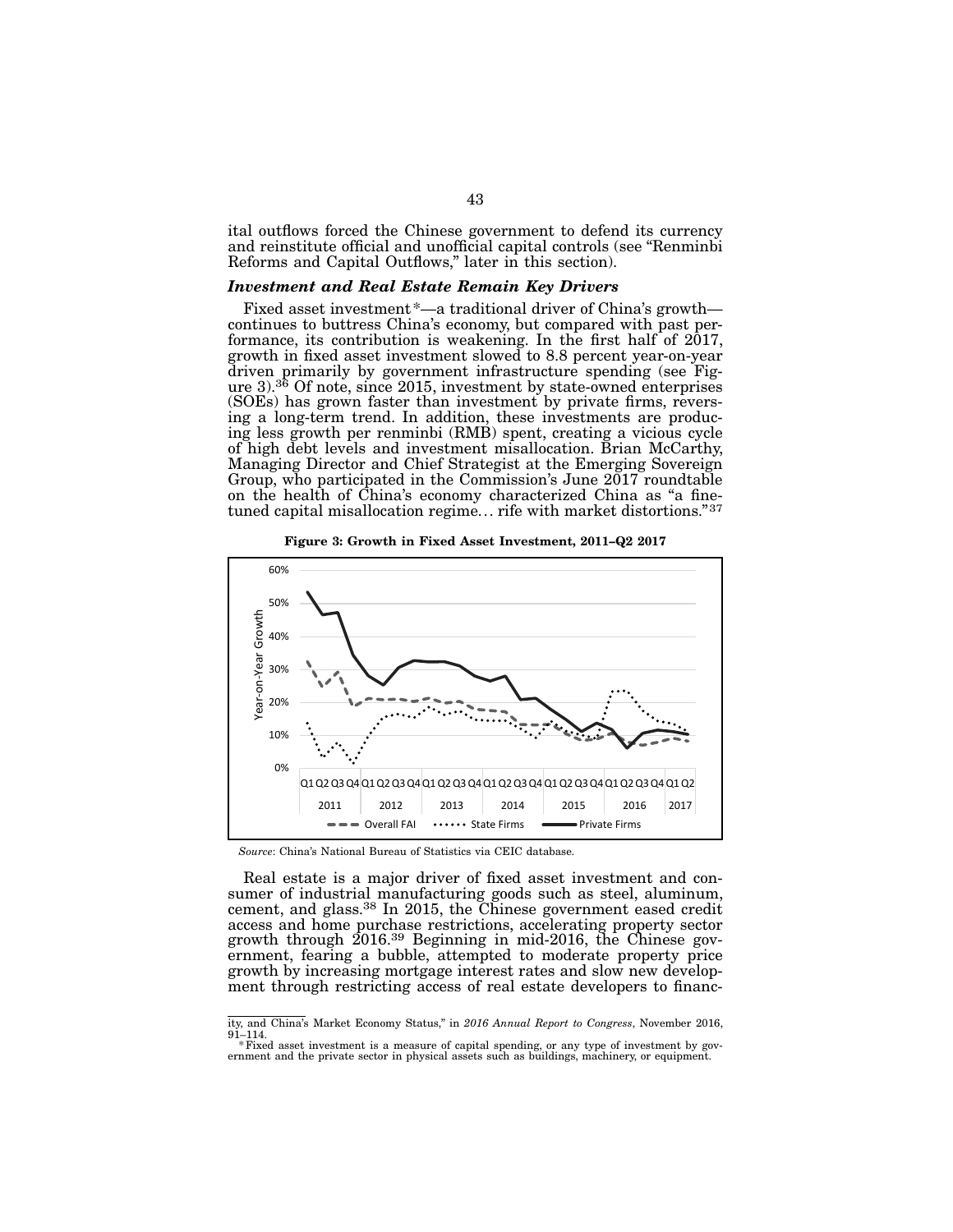ital outflows forced the Chinese government to defend its currency and reinstitute official and unofficial capital controls (see "Renminbi Reforms and Capital Outflows," later in this section).

### *Investment and Real Estate Remain Key Drivers*

Fixed asset investment*—a traditional driver of China's growth—continues to buttress China's economy, but compared with past performance, its contribution is weakening. In the first half of 2017, growth in fixed asset investment slowed to 8.8 percent year-on-year driven primarily by government infrastructure spending (see Figure 3).[36] Of note, since 2015, investment by state-owned enterprises (SOEs) has grown faster than investment by private firms, reversing a long-term trend. In addition, these investments are producing less growth per renminbi (RMB) spent, creating a vicious cycle of high debt levels and investment misallocation. Brian McCarthy, Managing Director and Chief Strategist at the Emerging Sovereign Group, who participated in the Commission's June 2017 roundtable on the health of China's economy characterized China as "a fine-tuned capital misallocation regime... rife with market distortions."[37]

**Figure 3: Growth in Fixed Asset Investment, 2011–Q2 2017**

*Source*: China's National Bureau of Statistics via CEIC database.

Real estate is a major driver of fixed asset investment and consumer of industrial manufacturing goods such as steel, aluminum, cement, and glass.[38] In 2015, the Chinese government eased credit access and home purchase restrictions, accelerating property sector growth through 2016.[39] Beginning in mid-2016, the Chinese government, fearing a bubble, attempted to moderate property price growth by increasing mortgage interest rates and slow new development through restricting access of real estate developers to financ-

---

ity, and China's Market Economy Status," in *2016 Annual Report to Congress*, November 2016, 91–114.

*Fixed asset investment is a measure of capital spending, or any type of investment by government and the private sector in physical assets such as buildings, machinery, or equipment.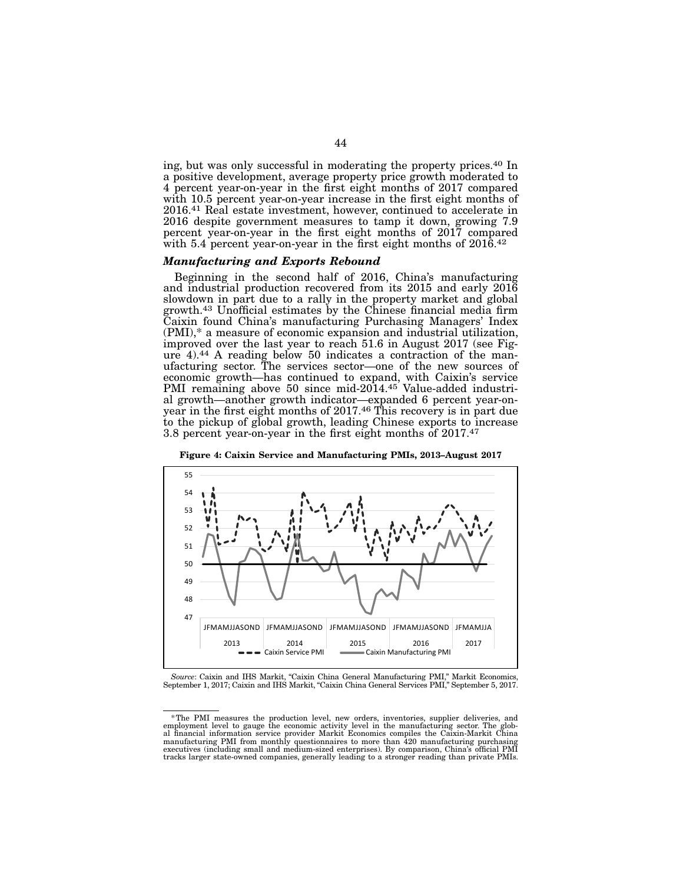ing, but was only successful in moderating the property prices.[40] In a positive development, average property price growth moderated to 4 percent year-on-year in the first eight months of 2017 compared with 10.5 percent year-on-year increase in the first eight months of 2016.[41] Real estate investment, however, continued to accelerate in 2016 despite government measures to tamp it down, growing 7.9 percent year-on-year in the first eight months of 2017 compared with 5.4 percent year-on-year in the first eight months of 2016.[42]

### *Manufacturing and Exports Rebound*

Beginning in the second half of 2016, China's manufacturing and industrial production recovered from its 2015 and early 2016 slowdown in part due to a rally in the property market and global growth.[43] Unofficial estimates by the Chinese financial media firm Caixin found China's manufacturing Purchasing Managers' Index (PMI),* a measure of economic expansion and industrial utilization, improved over the last year to reach 51.6 in August 2017 (see Figure 4).[44] A reading below 50 indicates a contraction of the manufacturing sector. The services sector—one of the new sources of economic growth—has continued to expand, with Caixin's service PMI remaining above 50 since mid-2014.[45] Value-added industrial growth—another growth indicator—expanded 6 percent year-on-year in the first eight months of 2017.[46] This recovery is in part due to the pickup of global growth, leading Chinese exports to increase 3.8 percent year-on-year in the first eight months of 2017.[47]

**Figure 4: Caixin Service and Manufacturing PMIs, 2013–August 2017**

*Source*: Caixin and IHS Markit, "Caixin China General Manufacturing PMI," Markit Economics, September 1, 2017; Caixin and IHS Markit, "Caixin China General Services PMI," September 5, 2017.

---

*The PMI measures the production level, new orders, inventories, supplier deliveries, and employment level to gauge the economic activity level in the manufacturing sector. The global financial information service provider Markit Economics compiles the Caixin-Markit China manufacturing PMI from monthly questionnaires to more than 420 manufacturing purchasing executives (including small and medium-sized enterprises). By comparison, China's official PMI tracks larger state-owned companies, generally leading to a stronger reading than private PMIs.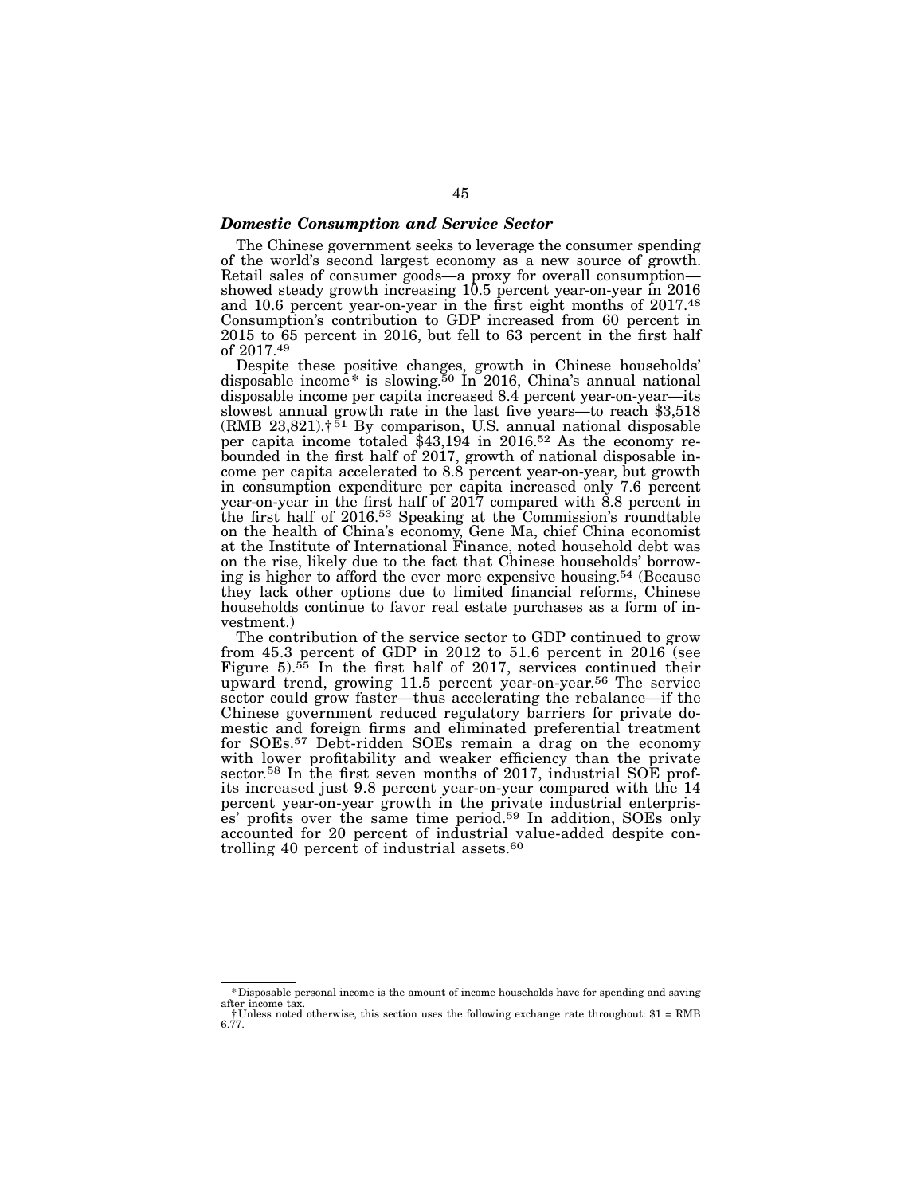### *Domestic Consumption and Service Sector*

The Chinese government seeks to leverage the consumer spending of the world's second largest economy as a new source of growth. Retail sales of consumer goods—a proxy for overall consumption—showed steady growth increasing 10.5 percent year-on-year in 2016 and 10.6 percent year-on-year in the first eight months of 2017.[48] Consumption's contribution to GDP increased from 60 percent in 2015 to 65 percent in 2016, but fell to 63 percent in the first half of 2017.[49]

Despite these positive changes, growth in Chinese households' disposable income* is slowing.[50] In 2016, China's annual national disposable income per capita increased 8.4 percent year-on-year—its slowest annual growth rate in the last five years—to reach $3,518 (RMB 23,821).†[51] By comparison, U.S. annual national disposable per capita income totaled $43,194 in 2016.[52] As the economy rebounded in the first half of 2017, growth of national disposable income per capita accelerated to 8.8 percent year-on-year, but growth in consumption expenditure per capita increased only 7.6 percent year-on-year in the first half of 2017 compared with 8.8 percent in the first half of 2016.[53] Speaking at the Commission's roundtable on the health of China's economy, Gene Ma, chief China economist at the Institute of International Finance, noted household debt was on the rise, likely due to the fact that Chinese households' borrowing is higher to afford the ever more expensive housing.[54] (Because they lack other options due to limited financial reforms, Chinese households continue to favor real estate purchases as a form of investment.)

The contribution of the service sector to GDP continued to grow from 45.3 percent of GDP in 2012 to 51.6 percent in 2016 (see Figure 5).[55] In the first half of 2017, services continued their upward trend, growing 11.5 percent year-on-year.[56] The service sector could grow faster—thus accelerating the rebalance—if the Chinese government reduced regulatory barriers for private domestic and foreign firms and eliminated preferential treatment for SOEs.[57] Debt-ridden SOEs remain a drag on the economy with lower profitability and weaker efficiency than the private sector.[58] In the first seven months of 2017, industrial SOE profits increased just 9.8 percent year-on-year compared with the 14 percent year-on-year growth in the private industrial enterprises' profits over the same time period.[59] In addition, SOEs only accounted for 20 percent of industrial value-added despite controlling 40 percent of industrial assets.[60]

---

* Disposable personal income is the amount of income households have for spending and saving after income tax.

† Unless noted otherwise, this section uses the following exchange rate throughout: $1 = RMB 6.77.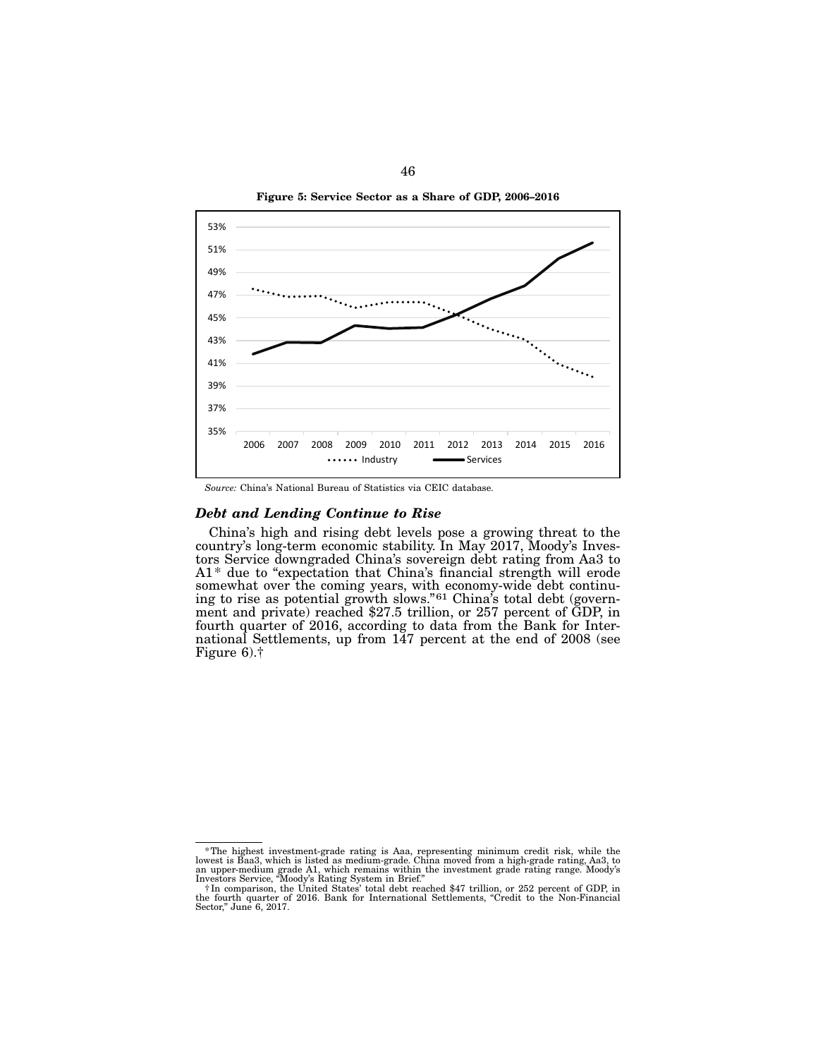**Figure 5: Service Sector as a Share of GDP, 2006–2016**

*Source:* China's National Bureau of Statistics via CEIC database.

### *Debt and Lending Continue to Rise*

China's high and rising debt levels pose a growing threat to the country's long-term economic stability. In May 2017, Moody's Investors Service downgraded China's sovereign debt rating from Aa3 to A1* due to "expectation that China's financial strength will erode somewhat over the coming years, with economy-wide debt continuing to rise as potential growth slows."[61] China's total debt (government and private) reached $27.5 trillion, or 257 percent of GDP, in fourth quarter of 2016, according to data from the Bank for International Settlements, up from 147 percent at the end of 2008 (see Figure 6).†

---

*The highest investment-grade rating is Aaa, representing minimum credit risk, while the lowest is Baa3, which is listed as medium-grade. China moved from a high-grade rating, Aa3, to an upper-medium grade A1, which remains within the investment grade rating range. Moody's Investors Service, "Moody's Rating System in Brief."

†In comparison, the United States' total debt reached $47 trillion, or 252 percent of GDP, in the fourth quarter of 2016. Bank for International Settlements, "Credit to the Non-Financial Sector," June 6, 2017.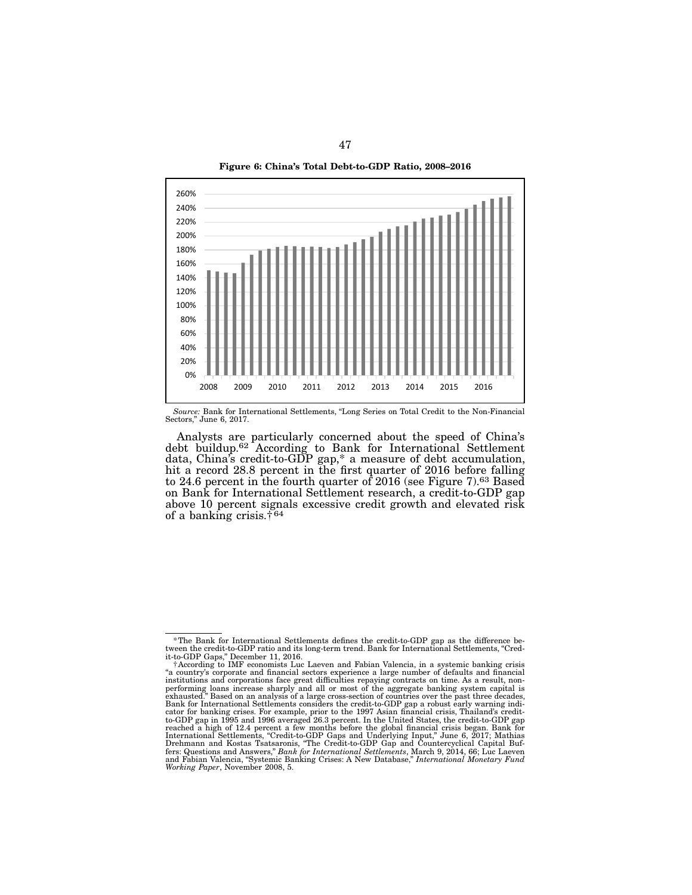**Figure 6: China's Total Debt-to-GDP Ratio, 2008–2016**

*Source:* Bank for International Settlements, "Long Series on Total Credit to the Non-Financial Sectors," June 6, 2017.

Analysts are particularly concerned about the speed of China's debt buildup.[62] According to Bank for International Settlement data, China's credit-to-GDP gap,* a measure of debt accumulation, hit a record 28.8 percent in the first quarter of 2016 before falling to 24.6 percent in the fourth quarter of 2016 (see Figure 7).[63] Based on Bank for International Settlement research, a credit-to-GDP gap above 10 percent signals excessive credit growth and elevated risk of a banking crisis.†[64]

---

*The Bank for International Settlements defines the credit-to-GDP gap as the difference between the credit-to-GDP ratio and its long-term trend. Bank for International Settlements, "Credit-to-GDP Gaps," December 11, 2016.

†According to IMF economists Luc Laeven and Fabian Valencia, in a systemic banking crisis "a country's corporate and financial sectors experience a large number of defaults and financial institutions and corporations face great difficulties repaying contracts on time. As a result, nonperforming loans increase sharply and all or most of the aggregate banking system capital is exhausted." Based on an analysis of a large cross-section of countries over the past three decades, Bank for International Settlements considers the credit-to-GDP gap a robust early warning indicator for banking crises. For example, prior to the 1997 Asian financial crisis, Thailand's credit-to-GDP gap in 1995 and 1996 averaged 26.3 percent. In the United States, the credit-to-GDP gap reached a high of 12.4 percent a few months before the global financial crisis began. Bank for International Settlements, "Credit-to-GDP Gaps and Underlying Input," June 6, 2017; Mathias Drehmann and Kostas Tsatsaronis, "The Credit-to-GDP Gap and Countercyclical Capital Buffers: Questions and Answers," *Bank for International Settlements*, March 9, 2014, 66; Luc Laeven and Fabian Valencia, "Systemic Banking Crises: A New Database," *International Monetary Fund Working Paper*, November 2008, 5.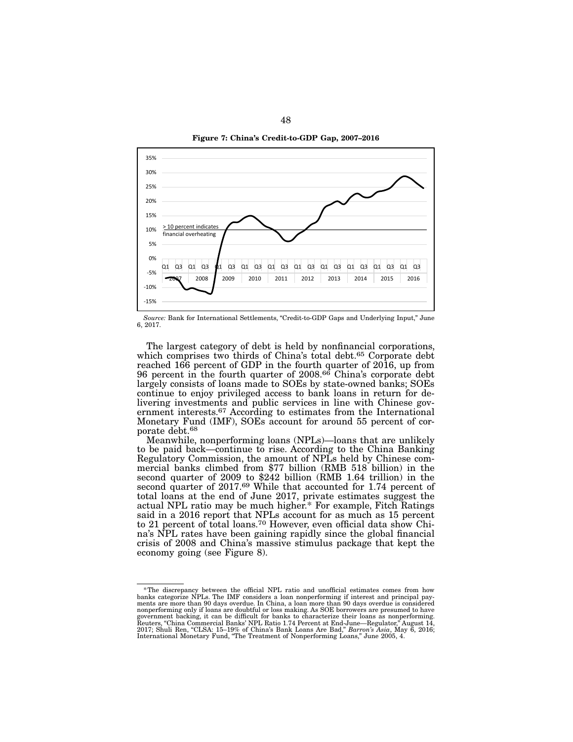**Figure 7: China's Credit-to-GDP Gap, 2007–2016**

*Source:* Bank for International Settlements, "Credit-to-GDP Gaps and Underlying Input," June 6, 2017.

The largest category of debt is held by nonfinancial corporations, which comprises two thirds of China's total debt.[65] Corporate debt reached 166 percent of GDP in the fourth quarter of 2016, up from 96 percent in the fourth quarter of 2008.[66] China's corporate debt largely consists of loans made to SOEs by state-owned banks; SOEs continue to enjoy privileged access to bank loans in return for delivering investments and public services in line with Chinese government interests.[67] According to estimates from the International Monetary Fund (IMF), SOEs account for around 55 percent of corporate debt.[68]

Meanwhile, nonperforming loans (NPLs)—loans that are unlikely to be paid back—continue to rise. According to the China Banking Regulatory Commission, the amount of NPLs held by Chinese commercial banks climbed from $77 billion (RMB 518 billion) in the second quarter of 2009 to $242 billion (RMB 1.64 trillion) in the second quarter of 2017.[69] While that accounted for 1.74 percent of total loans at the end of June 2017, private estimates suggest the actual NPL ratio may be much higher.* For example, Fitch Ratings said in a 2016 report that NPLs account for as much as 15 percent to 21 percent of total loans.[70] However, even official data show China's NPL rates have been gaining rapidly since the global financial crisis of 2008 and China's massive stimulus package that kept the economy going (see Figure 8).

*The discrepancy between the official NPL ratio and unofficial estimates comes from how banks categorize NPLs. The IMF considers a loan nonperforming if interest and principal payments are more than 90 days overdue. In China, a loan more than 90 days overdue is considered nonperforming only if loans are doubtful or loss making. As SOE borrowers are presumed to have government backing, it can be difficult for banks to characterize their loans as nonperforming. Reuters, "China Commercial Banks' NPL Ratio 1.74 Percent at End-June—Regulator," August 14, 2017; Shuli Ren, "CLSA: 15–19% of China's Bank Loans Are Bad," *Barron's Asia*, May 6, 2016; International Monetary Fund, "The Treatment of Nonperforming Loans," June 2005, 4.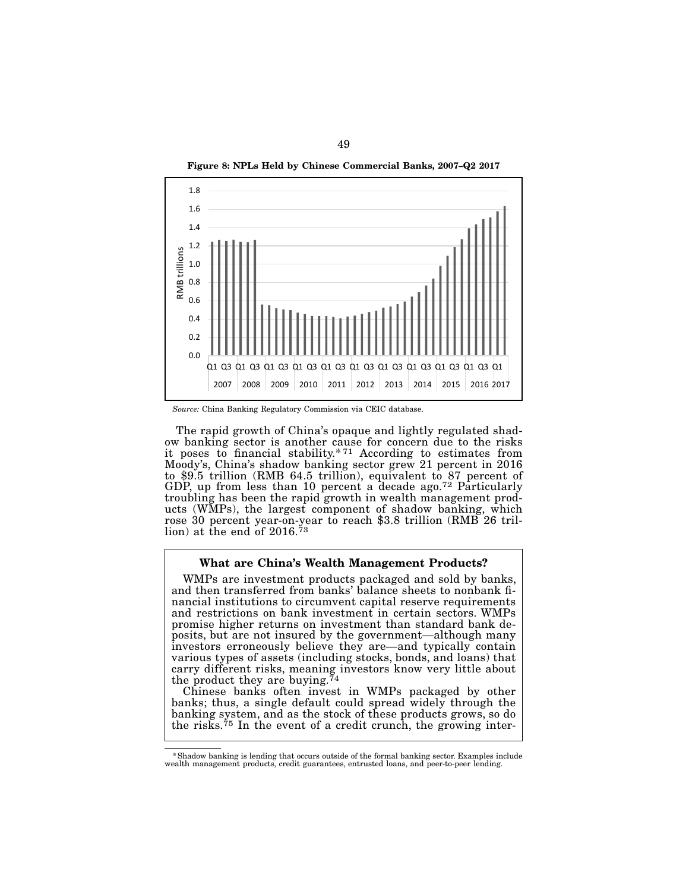**Figure 8: NPLs Held by Chinese Commercial Banks, 2007–Q2 2017**

*Source:* China Banking Regulatory Commission via CEIC database.

The rapid growth of China's opaque and lightly regulated shadow banking sector is another cause for concern due to the risks it poses to financial stability.* [71] According to estimates from Moody's, China's shadow banking sector grew 21 percent in 2016 to $9.5 trillion (RMB 64.5 trillion), equivalent to 87 percent of GDP, up from less than 10 percent a decade ago.[72] Particularly troubling has been the rapid growth in wealth management products (WMPs), the largest component of shadow banking, which rose 30 percent year-on-year to reach $3.8 trillion (RMB 26 trillion) at the end of 2016.[73]

### What are China's Wealth Management Products?

WMPs are investment products packaged and sold by banks, and then transferred from banks' balance sheets to nonbank financial institutions to circumvent capital reserve requirements and restrictions on bank investment in certain sectors. WMPs promise higher returns on investment than standard bank deposits, but are not insured by the government—although many investors erroneously believe they are—and typically contain various types of assets (including stocks, bonds, and loans) that carry different risks, meaning investors know very little about the product they are buying.[74]

Chinese banks often invest in WMPs packaged by other banks; thus, a single default could spread widely through the banking system, and as the stock of these products grows, so do the risks.[75] In the event of a credit crunch, the growing inter-

---

* Shadow banking is lending that occurs outside of the formal banking sector. Examples include wealth management products, credit guarantees, entrusted loans, and peer-to-peer lending.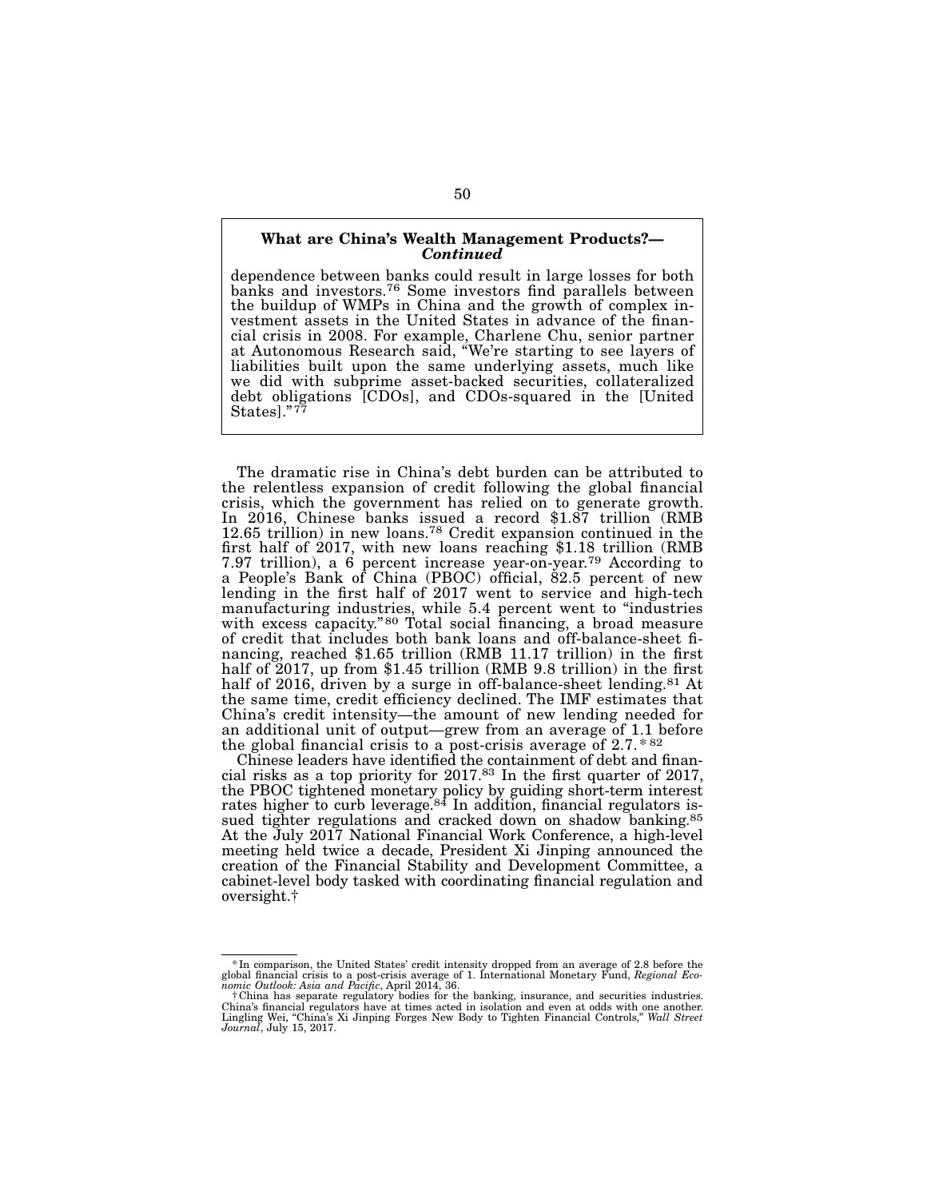**What are China's Wealth Management Products?—*Continued***

dependence between banks could result in large losses for both banks and investors.[76] Some investors find parallels between the buildup of WMPs in China and the growth of complex investment assets in the United States in advance of the financial crisis in 2008. For example, Charlene Chu, senior partner at Autonomous Research said, "We're starting to see layers of liabilities built upon the same underlying assets, much like we did with subprime asset-backed securities, collateralized debt obligations [CDOs], and CDOs-squared in the [United States]."[77]

The dramatic rise in China's debt burden can be attributed to the relentless expansion of credit following the global financial crisis, which the government has relied on to generate growth. In 2016, Chinese banks issued a record $1.87 trillion (RMB 12.65 trillion) in new loans.[78] Credit expansion continued in the first half of 2017, with new loans reaching $1.18 trillion (RMB 7.97 trillion), a 6 percent increase year-on-year.[79] According to a People's Bank of China (PBOC) official, 82.5 percent of new lending in the first half of 2017 went to service and high-tech manufacturing industries, while 5.4 percent went to "industries with excess capacity."[80] Total social financing, a broad measure of credit that includes both bank loans and off-balance-sheet financing, reached $1.65 trillion (RMB 11.17 trillion) in the first half of 2017, up from $1.45 trillion (RMB 9.8 trillion) in the first half of 2016, driven by a surge in off-balance-sheet lending.[81] At the same time, credit efficiency declined. The IMF estimates that China's credit intensity—the amount of new lending needed for an additional unit of output—grew from an average of 1.1 before the global financial crisis to a post-crisis average of 2.7.[*][82]

Chinese leaders have identified the containment of debt and financial risks as a top priority for 2017.[83] In the first quarter of 2017, the PBOC tightened monetary policy by guiding short-term interest rates higher to curb leverage.[84] In addition, financial regulators issued tighter regulations and cracked down on shadow banking.[85] At the July 2017 National Financial Work Conference, a high-level meeting held twice a decade, President Xi Jinping announced the creation of the Financial Stability and Development Committee, a cabinet-level body tasked with coordinating financial regulation and oversight.[†]

---

* In comparison, the United States' credit intensity dropped from an average of 2.8 before the global financial crisis to a post-crisis average of 1. International Monetary Fund, *Regional Economic Outlook: Asia and Pacific*, April 2014, 36.

† China has separate regulatory bodies for the banking, insurance, and securities industries. China's financial regulators have at times acted in isolation and even at odds with one another. Lingling Wei, "China's Xi Jinping Forges New Body to Tighten Financial Controls," *Wall Street Journal*, July 15, 2017.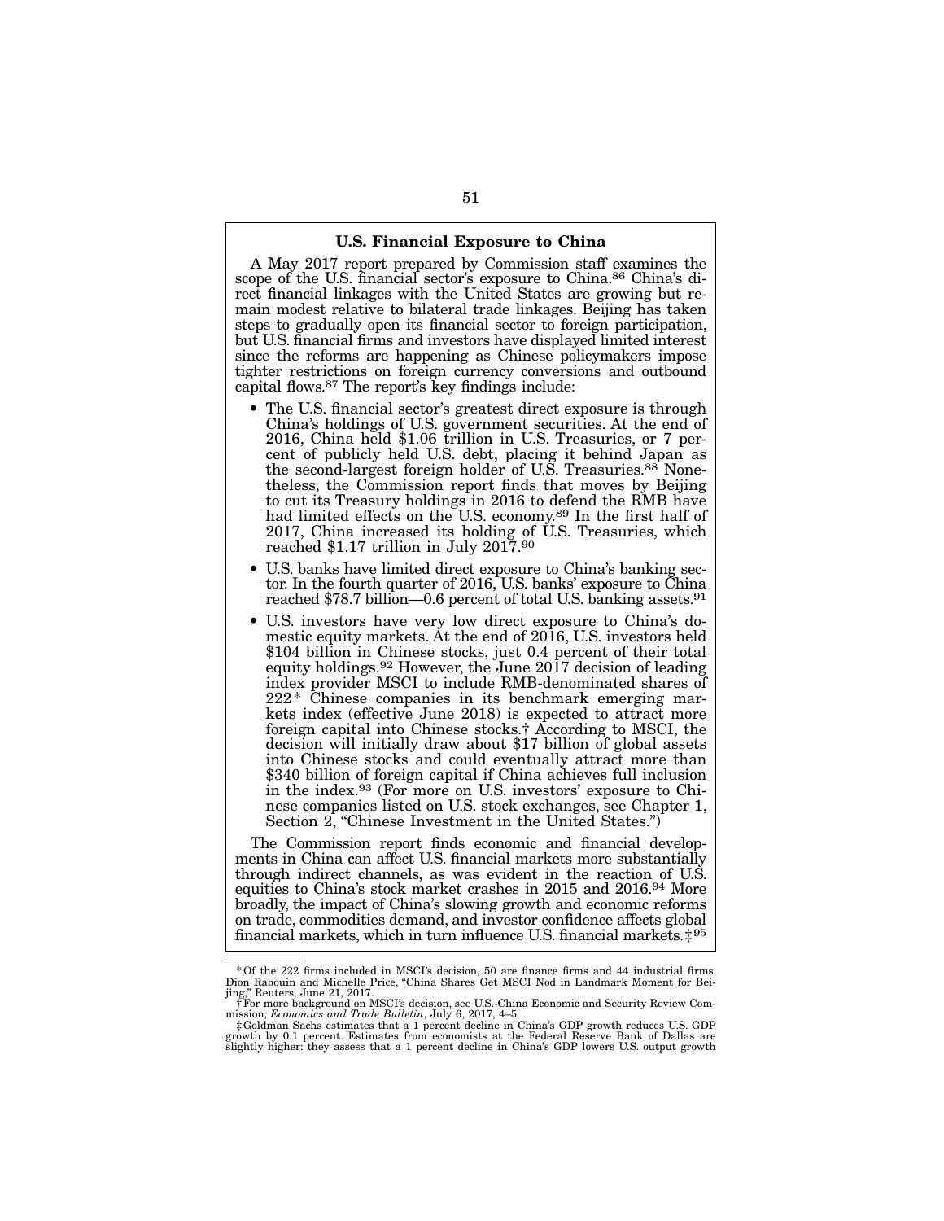### U.S. Financial Exposure to China

A May 2017 report prepared by Commission staff examines the scope of the U.S. financial sector's exposure to China.[86] China's direct financial linkages with the United States are growing but remain modest relative to bilateral trade linkages. Beijing has taken steps to gradually open its financial sector to foreign participation, but U.S. financial firms and investors have displayed limited interest since the reforms are happening as Chinese policymakers impose tighter restrictions on foreign currency conversions and outbound capital flows.[87] The report's key findings include:

- The U.S. financial sector's greatest direct exposure is through China's holdings of U.S. government securities. At the end of 2016, China held $1.06 trillion in U.S. Treasuries, or 7 percent of publicly held U.S. debt, placing it behind Japan as the second-largest foreign holder of U.S. Treasuries.[88] Nonetheless, the Commission report finds that moves by Beijing to cut its Treasury holdings in 2016 to defend the RMB have had limited effects on the U.S. economy.[89] In the first half of 2017, China increased its holding of U.S. Treasuries, which reached $1.17 trillion in July 2017.[90]
- U.S. banks have limited direct exposure to China's banking sector. In the fourth quarter of 2016, U.S. banks' exposure to China reached $78.7 billion—0.6 percent of total U.S. banking assets.[91]
- U.S. investors have very low direct exposure to China's domestic equity markets. At the end of 2016, U.S. investors held $104 billion in Chinese stocks, just 0.4 percent of their total equity holdings.[92] However, the June 2017 decision of leading index provider MSCI to include RMB-denominated shares of 222* Chinese companies in its benchmark emerging markets index (effective June 2018) is expected to attract more foreign capital into Chinese stocks.† According to MSCI, the decision will initially draw about $17 billion of global assets into Chinese stocks and could eventually attract more than $340 billion of foreign capital if China achieves full inclusion in the index.[93] (For more on U.S. investors' exposure to Chinese companies listed on U.S. stock exchanges, see Chapter 1, Section 2, "Chinese Investment in the United States.")

The Commission report finds economic and financial developments in China can affect U.S. financial markets more substantially through indirect channels, as was evident in the reaction of U.S. equities to China's stock market crashes in 2015 and 2016.[94] More broadly, the impact of China's slowing growth and economic reforms on trade, commodities demand, and investor confidence affects global financial markets, which in turn influence U.S. financial markets.‡[95]

---

\* Of the 222 firms included in MSCI's decision, 50 are finance firms and 44 industrial firms. Dion Rabouin and Michelle Price, "China Shares Get MSCI Nod in Landmark Moment for Beijing," Reuters, June 21, 2017.

† For more background on MSCI's decision, see U.S.-China Economic and Security Review Commission, *Economics and Trade Bulletin*, July 6, 2017, 4–5.

‡ Goldman Sachs estimates that a 1 percent decline in China's GDP growth reduces U.S. GDP growth by 0.1 percent. Estimates from economists at the Federal Reserve Bank of Dallas are slightly higher: they assess that a 1 percent decline in China's GDP lowers U.S. output growth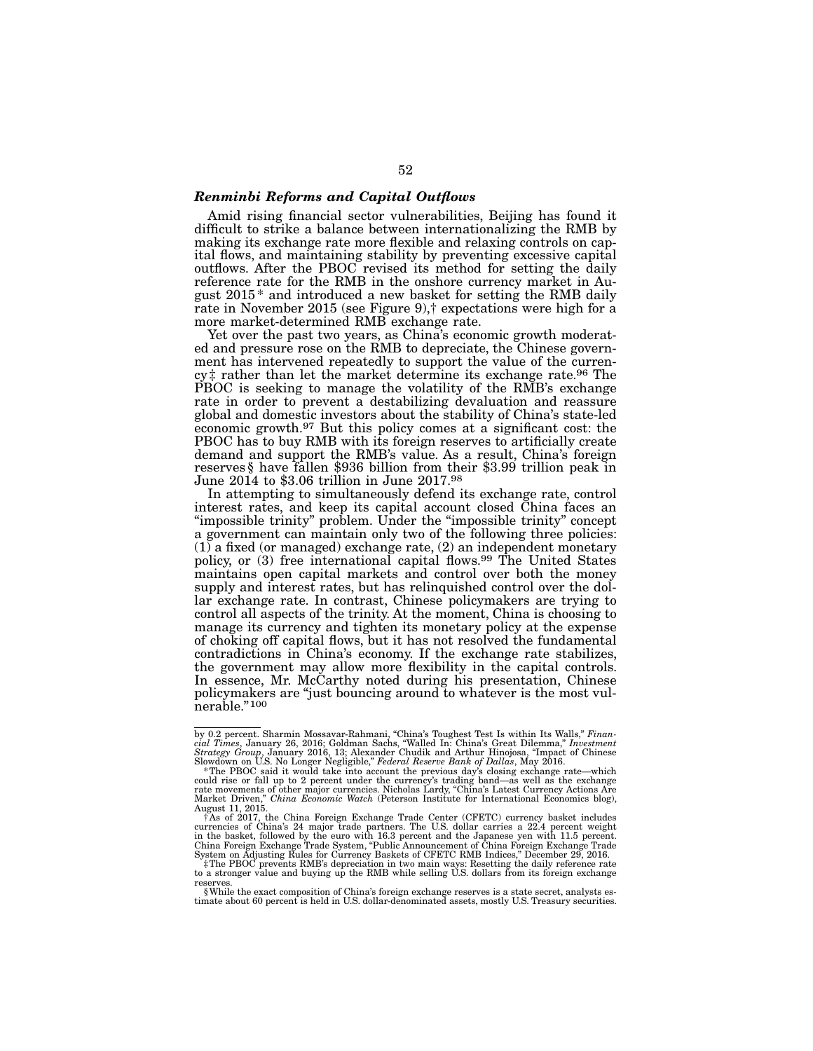### *Renminbi Reforms and Capital Outflows*

Amid rising financial sector vulnerabilities, Beijing has found it difficult to strike a balance between internationalizing the RMB by making its exchange rate more flexible and relaxing controls on capital flows, and maintaining stability by preventing excessive capital outflows. After the PBOC revised its method for setting the daily reference rate for the RMB in the onshore currency market in August 2015* and introduced a new basket for setting the RMB daily rate in November 2015 (see Figure 9),† expectations were high for a more market-determined RMB exchange rate.

Yet over the past two years, as China's economic growth moderated and pressure rose on the RMB to depreciate, the Chinese government has intervened repeatedly to support the value of the currency‡ rather than let the market determine its exchange rate.[96] The PBOC is seeking to manage the volatility of the RMB's exchange rate in order to prevent a destabilizing devaluation and reassure global and domestic investors about the stability of China's state-led economic growth.[97] But this policy comes at a significant cost: the PBOC has to buy RMB with its foreign reserves to artificially create demand and support the RMB's value. As a result, China's foreign reserves§ have fallen $936 billion from their $3.99 trillion peak in June 2014 to $3.06 trillion in June 2017.[98]

In attempting to simultaneously defend its exchange rate, control interest rates, and keep its capital account closed China faces an "impossible trinity" problem. Under the "impossible trinity" concept a government can maintain only two of the following three policies: (1) a fixed (or managed) exchange rate, (2) an independent monetary policy, or (3) free international capital flows.[99] The United States maintains open capital markets and control over both the money supply and interest rates, but has relinquished control over the dollar exchange rate. In contrast, Chinese policymakers are trying to control all aspects of the trinity. At the moment, China is choosing to manage its currency and tighten its monetary policy at the expense of choking off capital flows, but it has not resolved the fundamental contradictions in China's economy. If the exchange rate stabilizes, the government may allow more flexibility in the capital controls. In essence, Mr. McCarthy noted during his presentation, Chinese policymakers are "just bouncing around to whatever is the most vulnerable."[100]

---

by 0.2 percent. Sharmin Mossavar-Rahmani, "China's Toughest Test Is within Its Walls," *Financial Times*, January 26, 2016; Goldman Sachs, "Walled In: China's Great Dilemma," *Investment Strategy Group*, January 2016, 13; Alexander Chudik and Arthur Hinojosa, "Impact of Chinese Slowdown on U.S. No Longer Negligible," *Federal Reserve Bank of Dallas*, May 2016.

*The PBOC said it would take into account the previous day's closing exchange rate—which could rise or fall up to 2 percent under the currency's trading band—as well as the exchange rate movements of other major currencies. Nicholas Lardy, "China's Latest Currency Actions Are Market Driven," *China Economic Watch* (Peterson Institute for International Economics blog), August 11, 2015.

†As of 2017, the China Foreign Exchange Trade Center (CFETC) currency basket includes currencies of China's 24 major trade partners. The U.S. dollar carries a 22.4 percent weight in the basket, followed by the euro with 16.3 percent and the Japanese yen with 11.5 percent. China Foreign Exchange Trade System, "Public Announcement of China Foreign Exchange Trade System on Adjusting Rules for Currency Baskets of CFETC RMB Indices," December 29, 2016.

‡The PBOC prevents RMB's depreciation in two main ways: Resetting the daily reference rate to a stronger value and buying up the RMB while selling U.S. dollars from its foreign exchange reserves.

§While the exact composition of China's foreign exchange reserves is a state secret, analysts estimate about 60 percent is held in U.S. dollar-denominated assets, mostly U.S. Treasury securities.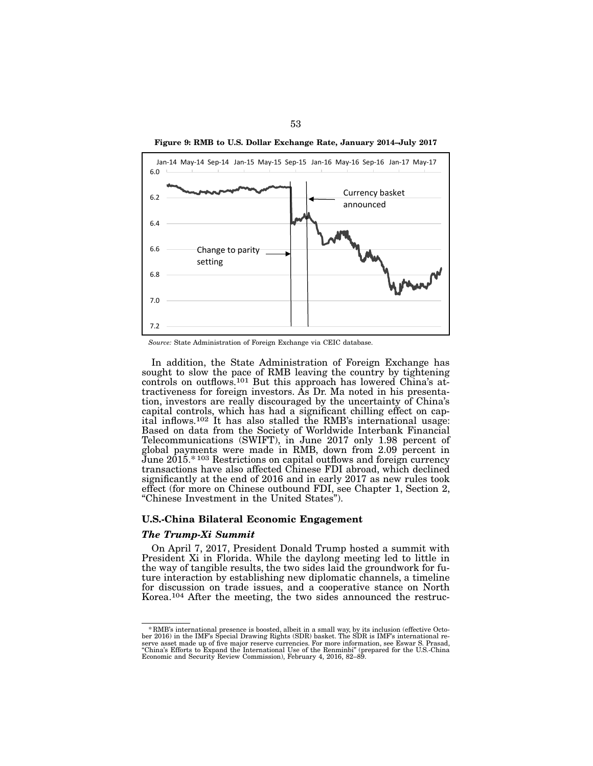**Figure 9: RMB to U.S. Dollar Exchange Rate, January 2014–July 2017**

*Source:* State Administration of Foreign Exchange via CEIC database.

In addition, the State Administration of Foreign Exchange has sought to slow the pace of RMB leaving the country by tightening controls on outflows.[101] But this approach has lowered China's attractiveness for foreign investors. As Dr. Ma noted in his presentation, investors are really discouraged by the uncertainty of China's capital controls, which has had a significant chilling effect on capital inflows.[102] It has also stalled the RMB's international usage: Based on data from the Society of Worldwide Interbank Financial Telecommunications (SWIFT), in June 2017 only 1.98 percent of global payments were made in RMB, down from 2.09 percent in June 2015.[*][103] Restrictions on capital outflows and foreign currency transactions have also affected Chinese FDI abroad, which declined significantly at the end of 2016 and in early 2017 as new rules took effect (for more on Chinese outbound FDI, see Chapter 1, Section 2, "Chinese Investment in the United States").

### U.S.-China Bilateral Economic Engagement

#### *The Trump-Xi Summit*

On April 7, 2017, President Donald Trump hosted a summit with President Xi in Florida. While the daylong meeting led to little in the way of tangible results, the two sides laid the groundwork for future interaction by establishing new diplomatic channels, a timeline for discussion on trade issues, and a cooperative stance on North Korea.[104] After the meeting, the two sides announced the restruc-

---

* RMB's international presence is boosted, albeit in a small way, by its inclusion (effective October 2016) in the IMF's Special Drawing Rights (SDR) basket. The SDR is IMF's international reserve asset made up of five major reserve currencies. For more information, see Eswar S. Prasad, "China's Efforts to Expand the International Use of the Renminbi" (prepared for the U.S.-China Economic and Security Review Commission), February 4, 2016, 82–89.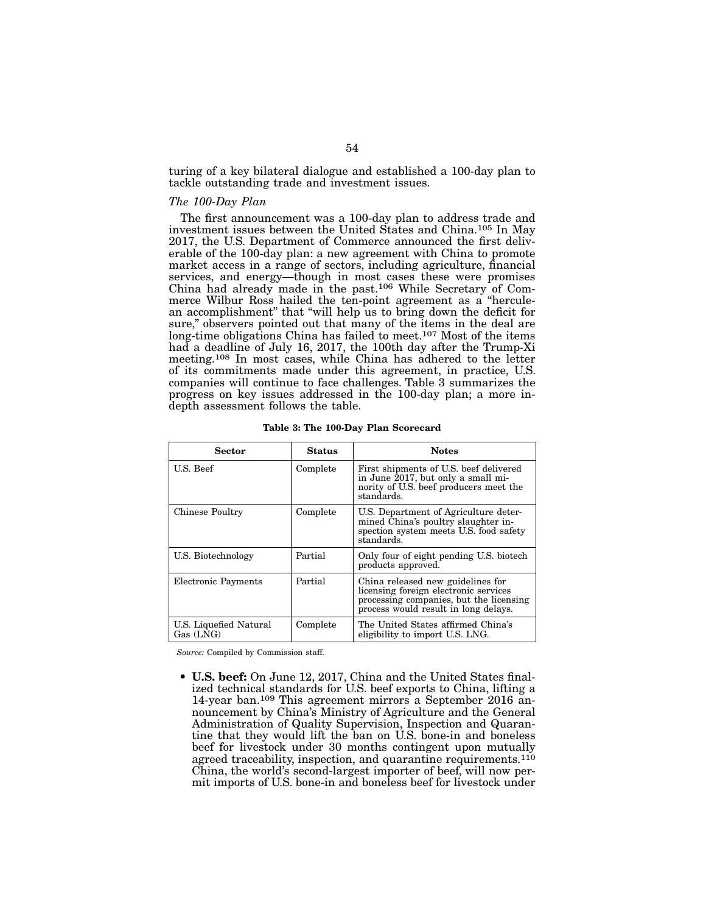turing of a key bilateral dialogue and established a 100-day plan to tackle outstanding trade and investment issues.

*The 100-Day Plan*

The first announcement was a 100-day plan to address trade and investment issues between the United States and China.[105] In May 2017, the U.S. Department of Commerce announced the first deliverable of the 100-day plan: a new agreement with China to promote market access in a range of sectors, including agriculture, financial services, and energy—though in most cases these were promises China had already made in the past.[106] While Secretary of Commerce Wilbur Ross hailed the ten-point agreement as a "herculean accomplishment" that "will help us to bring down the deficit for sure," observers pointed out that many of the items in the deal are long-time obligations China has failed to meet.[107] Most of the items had a deadline of July 16, 2017, the 100th day after the Trump-Xi meeting.[108] In most cases, while China has adhered to the letter of its commitments made under this agreement, in practice, U.S. companies will continue to face challenges. Table 3 summarizes the progress on key issues addressed in the 100-day plan; a more in-depth assessment follows the table.

**Table 3: The 100-Day Plan Scorecard**

| Sector | Status | Notes |
|---|---|---|
| U.S. Beef | Complete | First shipments of U.S. beef delivered in June 2017, but only a small minority of U.S. beef producers meet the standards. |
| Chinese Poultry | Complete | U.S. Department of Agriculture determined China's poultry slaughter inspection system meets U.S. food safety standards. |
| U.S. Biotechnology | Partial | Only four of eight pending U.S. biotech products approved. |
| Electronic Payments | Partial | China released new guidelines for licensing foreign electronic services processing companies, but the licensing process would result in long delays. |
| U.S. Liquefied Natural Gas (LNG) | Complete | The United States affirmed China's eligibility to import U.S. LNG. |

*Source:* Compiled by Commission staff.

- **U.S. beef:** On June 12, 2017, China and the United States finalized technical standards for U.S. beef exports to China, lifting a 14-year ban.[109] This agreement mirrors a September 2016 announcement by China's Ministry of Agriculture and the General Administration of Quality Supervision, Inspection and Quarantine that they would lift the ban on U.S. bone-in and boneless beef for livestock under 30 months contingent upon mutually agreed traceability, inspection, and quarantine requirements.[110] China, the world's second-largest importer of beef, will now permit imports of U.S. bone-in and boneless beef for livestock under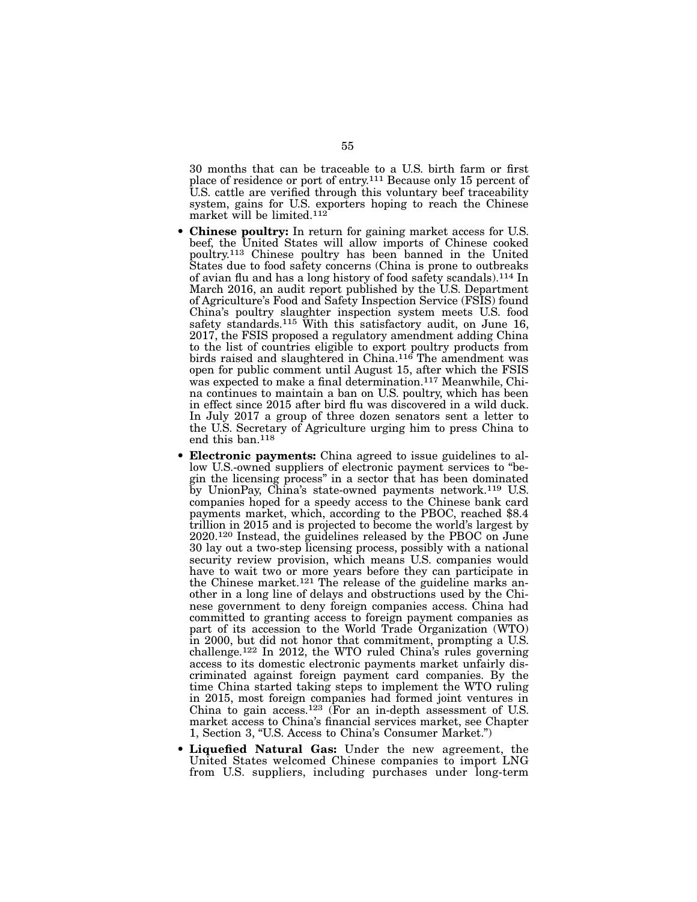30 months that can be traceable to a U.S. birth farm or first place of residence or port of entry.[111] Because only 15 percent of U.S. cattle are verified through this voluntary beef traceability system, gains for U.S. exporters hoping to reach the Chinese market will be limited.[112]

- **Chinese poultry:** In return for gaining market access for U.S. beef, the United States will allow imports of Chinese cooked poultry.[113] Chinese poultry has been banned in the United States due to food safety concerns (China is prone to outbreaks of avian flu and has a long history of food safety scandals).[114] In March 2016, an audit report published by the U.S. Department of Agriculture's Food and Safety Inspection Service (FSIS) found China's poultry slaughter inspection system meets U.S. food safety standards.[115] With this satisfactory audit, on June 16, 2017, the FSIS proposed a regulatory amendment adding China to the list of countries eligible to export poultry products from birds raised and slaughtered in China.[116] The amendment was open for public comment until August 15, after which the FSIS was expected to make a final determination.[117] Meanwhile, China continues to maintain a ban on U.S. poultry, which has been in effect since 2015 after bird flu was discovered in a wild duck. In July 2017 a group of three dozen senators sent a letter to the U.S. Secretary of Agriculture urging him to press China to end this ban.[118]
- **Electronic payments:** China agreed to issue guidelines to allow U.S.-owned suppliers of electronic payment services to "begin the licensing process" in a sector that has been dominated by UnionPay, China's state-owned payments network.[119] U.S. companies hoped for a speedy access to the Chinese bank card payments market, which, according to the PBOC, reached $8.4 trillion in 2015 and is projected to become the world's largest by 2020.[120] Instead, the guidelines released by the PBOC on June 30 lay out a two-step licensing process, possibly with a national security review provision, which means U.S. companies would have to wait two or more years before they can participate in the Chinese market.[121] The release of the guideline marks another in a long line of delays and obstructions used by the Chinese government to deny foreign companies access. China had committed to granting access to foreign payment companies as part of its accession to the World Trade Organization (WTO) in 2000, but did not honor that commitment, prompting a U.S. challenge.[122] In 2012, the WTO ruled China's rules governing access to its domestic electronic payments market unfairly discriminated against foreign payment card companies. By the time China started taking steps to implement the WTO ruling in 2015, most foreign companies had formed joint ventures in China to gain access.[123] (For an in-depth assessment of U.S. market access to China's financial services market, see Chapter 1, Section 3, "U.S. Access to China's Consumer Market.")
- **Liquefied Natural Gas:** Under the new agreement, the United States welcomed Chinese companies to import LNG from U.S. suppliers, including purchases under long-term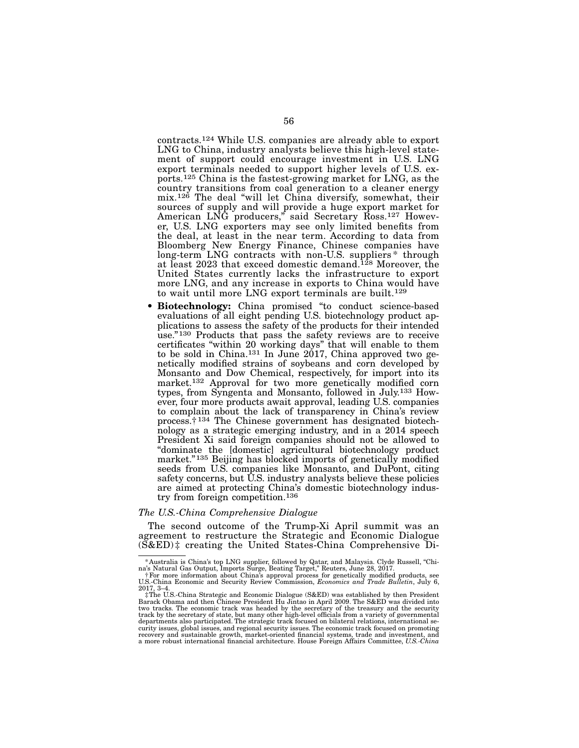contracts.[124] While U.S. companies are already able to export LNG to China, industry analysts believe this high-level statement of support could encourage investment in U.S. LNG export terminals needed to support higher levels of U.S. exports.[125] China is the fastest-growing market for LNG, as the country transitions from coal generation to a cleaner energy mix.[126] The deal "will let China diversify, somewhat, their sources of supply and will provide a huge export market for American LNG producers," said Secretary Ross.[127] However, U.S. LNG exporters may see only limited benefits from the deal, at least in the near term. According to data from Bloomberg New Energy Finance, Chinese companies have long-term LNG contracts with non-U.S. suppliers* through at least 2023 that exceed domestic demand.[128] Moreover, the United States currently lacks the infrastructure to export more LNG, and any increase in exports to China would have to wait until more LNG export terminals are built.[129]

- **Biotechnology:** China promised "to conduct science-based evaluations of all eight pending U.S. biotechnology product applications to assess the safety of the products for their intended use."[130] Products that pass the safety reviews are to receive certificates "within 20 working days" that will enable to them to be sold in China.[131] In June 2017, China approved two genetically modified strains of soybeans and corn developed by Monsanto and Dow Chemical, respectively, for import into its market.[132] Approval for two more genetically modified corn types, from Syngenta and Monsanto, followed in July.[133] However, four more products await approval, leading U.S. companies to complain about the lack of transparency in China's review process.† [134] The Chinese government has designated biotechnology as a strategic emerging industry, and in a 2014 speech President Xi said foreign companies should not be allowed to "dominate the [domestic] agricultural biotechnology product market."[135] Beijing has blocked imports of genetically modified seeds from U.S. companies like Monsanto, and DuPont, citing safety concerns, but U.S. industry analysts believe these policies are aimed at protecting China's domestic biotechnology industry from foreign competition.[136]

*The U.S.-China Comprehensive Dialogue*

The second outcome of the Trump-Xi April summit was an agreement to restructure the Strategic and Economic Dialogue (S&ED)‡ creating the United States-China Comprehensive Di-

*Australia is China's top LNG supplier, followed by Qatar, and Malaysia. Clyde Russell, "China's Natural Gas Output, Imports Surge, Beating Target," Reuters, June 28, 2017.

†For more information about China's approval process for genetically modified products, see U.S.-China Economic and Security Review Commission, *Economics and Trade Bulletin*, July 6, 2017, 3–4.

‡The U.S.-China Strategic and Economic Dialogue (S&ED) was established by then President Barack Obama and then Chinese President Hu Jintao in April 2009. The S&ED was divided into two tracks. The economic track was headed by the secretary of the treasury and the security track by the secretary of state, but many other high-level officials from a variety of governmental departments also participated. The strategic track focused on bilateral relations, international security issues, global issues, and regional security issues. The economic track focused on promoting recovery and sustainable growth, market-oriented financial systems, trade and investment, and a more robust international financial architecture. House Foreign Affairs Committee, *U.S.-China*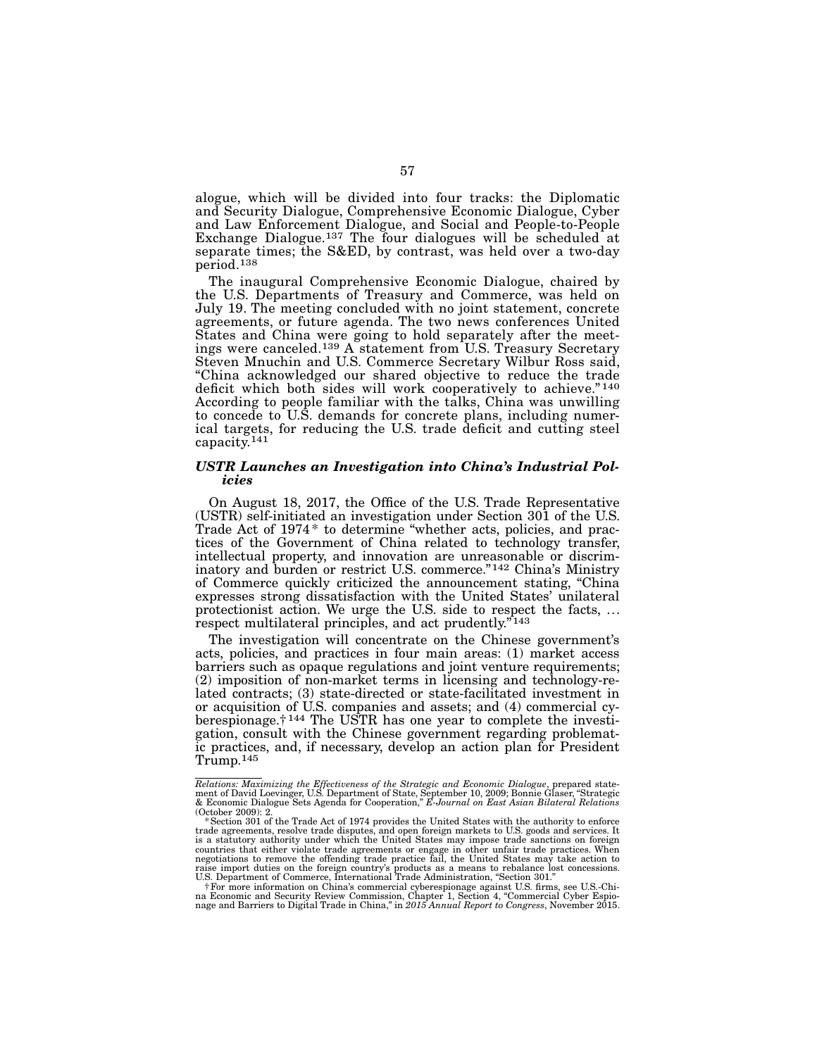alogue, which will be divided into four tracks: the Diplomatic and Security Dialogue, Comprehensive Economic Dialogue, Cyber and Law Enforcement Dialogue, and Social and People-to-People Exchange Dialogue.[137] The four dialogues will be scheduled at separate times; the S&ED, by contrast, was held over a two-day period.[138]

The inaugural Comprehensive Economic Dialogue, chaired by the U.S. Departments of Treasury and Commerce, was held on July 19. The meeting concluded with no joint statement, concrete agreements, or future agenda. The two news conferences United States and China were going to hold separately after the meetings were canceled.[139] A statement from U.S. Treasury Secretary Steven Mnuchin and U.S. Commerce Secretary Wilbur Ross said, "China acknowledged our shared objective to reduce the trade deficit which both sides will work cooperatively to achieve."[140] According to people familiar with the talks, China was unwilling to concede to U.S. demands for concrete plans, including numerical targets, for reducing the U.S. trade deficit and cutting steel capacity.[141]

### *USTR Launches an Investigation into China's Industrial Policies*

On August 18, 2017, the Office of the U.S. Trade Representative (USTR) self-initiated an investigation under Section 301 of the U.S. Trade Act of 1974* to determine "whether acts, policies, and practices of the Government of China related to technology transfer, intellectual property, and innovation are unreasonable or discriminatory and burden or restrict U.S. commerce."[142] China's Ministry of Commerce quickly criticized the announcement stating, "China expresses strong dissatisfaction with the United States' unilateral protectionist action. We urge the U.S. side to respect the facts, … respect multilateral principles, and act prudently."[143]

The investigation will concentrate on the Chinese government's acts, policies, and practices in four main areas: (1) market access barriers such as opaque regulations and joint venture requirements; (2) imposition of non-market terms in licensing and technology-related contracts; (3) state-directed or state-facilitated investment in or acquisition of U.S. companies and assets; and (4) commercial cyberespionage.†[144] The USTR has one year to complete the investigation, consult with the Chinese government regarding problematic practices, and, if necessary, develop an action plan for President Trump.[145]

---

*Relations: Maximizing the Effectiveness of the Strategic and Economic Dialogue*, prepared statement of David Loevinger, U.S. Department of State, September 10, 2009; Bonnie Glaser, "Strategic & Economic Dialogue Sets Agenda for Cooperation," *E-Journal on East Asian Bilateral Relations* (October 2009): 2.

\* Section 301 of the Trade Act of 1974 provides the United States with the authority to enforce trade agreements, resolve trade disputes, and open foreign markets to U.S. goods and services. It is a statutory authority under which the United States may impose trade sanctions on foreign countries that either violate trade agreements or engage in other unfair trade practices. When negotiations to remove the offending trade practice fail, the United States may take action to raise import duties on the foreign country's products as a means to rebalance lost concessions. U.S. Department of Commerce, International Trade Administration, "Section 301."

† For more information on China's commercial cyberespionage against U.S. firms, see U.S.-China Economic and Security Review Commission, Chapter 1, Section 4, "Commercial Cyber Espionage and Barriers to Digital Trade in China," in *2015 Annual Report to Congress*, November 2015.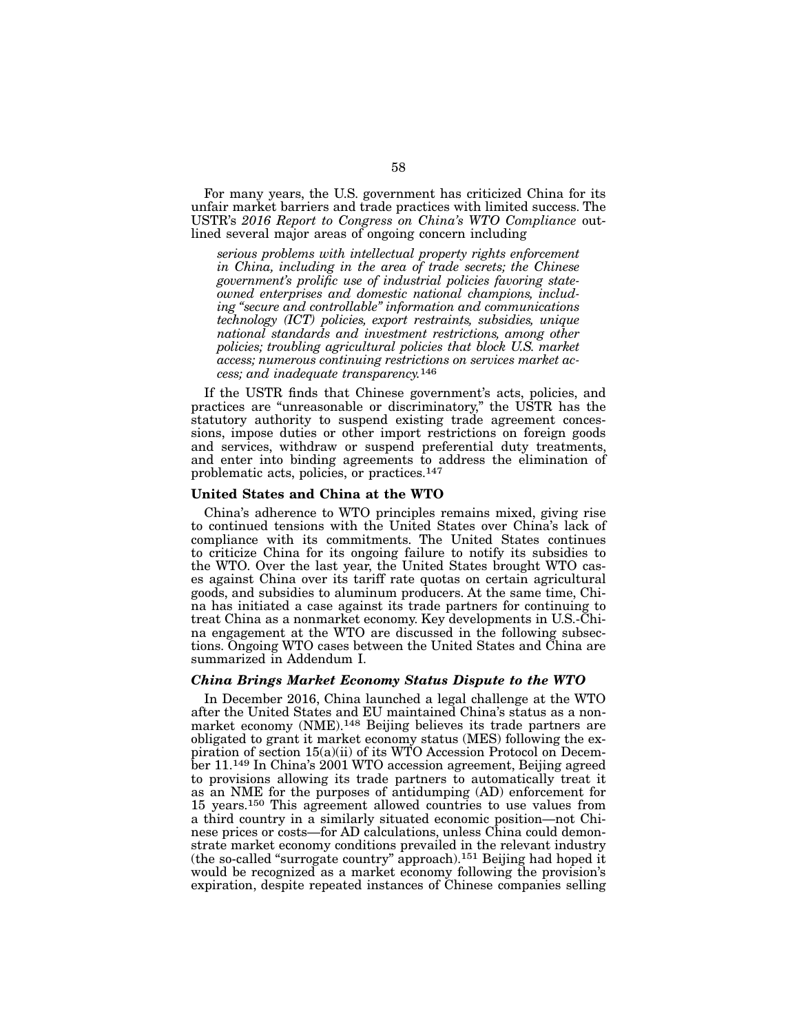For many years, the U.S. government has criticized China for its unfair market barriers and trade practices with limited success. The USTR's *2016 Report to Congress on China's WTO Compliance* outlined several major areas of ongoing concern including

> *serious problems with intellectual property rights enforcement in China, including in the area of trade secrets; the Chinese government's prolific use of industrial policies favoring state-owned enterprises and domestic national champions, including "secure and controllable" information and communications technology (ICT) policies, export restraints, subsidies, unique national standards and investment restrictions, among other policies; troubling agricultural policies that block U.S. market access; numerous continuing restrictions on services market access; and inadequate transparency.*[146]

If the USTR finds that Chinese government's acts, policies, and practices are "unreasonable or discriminatory," the USTR has the statutory authority to suspend existing trade agreement concessions, impose duties or other import restrictions on foreign goods and services, withdraw or suspend preferential duty treatments, and enter into binding agreements to address the elimination of problematic acts, policies, or practices.[147]

### United States and China at the WTO

China's adherence to WTO principles remains mixed, giving rise to continued tensions with the United States over China's lack of compliance with its commitments. The United States continues to criticize China for its ongoing failure to notify its subsidies to the WTO. Over the last year, the United States brought WTO cases against China over its tariff rate quotas on certain agricultural goods, and subsidies to aluminum producers. At the same time, China has initiated a case against its trade partners for continuing to treat China as a nonmarket economy. Key developments in U.S.-China engagement at the WTO are discussed in the following subsections. Ongoing WTO cases between the United States and China are summarized in Addendum I.

#### *China Brings Market Economy Status Dispute to the WTO*

In December 2016, China launched a legal challenge at the WTO after the United States and EU maintained China's status as a nonmarket economy (NME).[148] Beijing believes its trade partners are obligated to grant it market economy status (MES) following the expiration of section 15(a)(ii) of its WTO Accession Protocol on December 11.[149] In China's 2001 WTO accession agreement, Beijing agreed to provisions allowing its trade partners to automatically treat it as an NME for the purposes of antidumping (AD) enforcement for 15 years.[150] This agreement allowed countries to use values from a third country in a similarly situated economic position—not Chinese prices or costs—for AD calculations, unless China could demonstrate market economy conditions prevailed in the relevant industry (the so-called "surrogate country" approach).[151] Beijing had hoped it would be recognized as a market economy following the provision's expiration, despite repeated instances of Chinese companies selling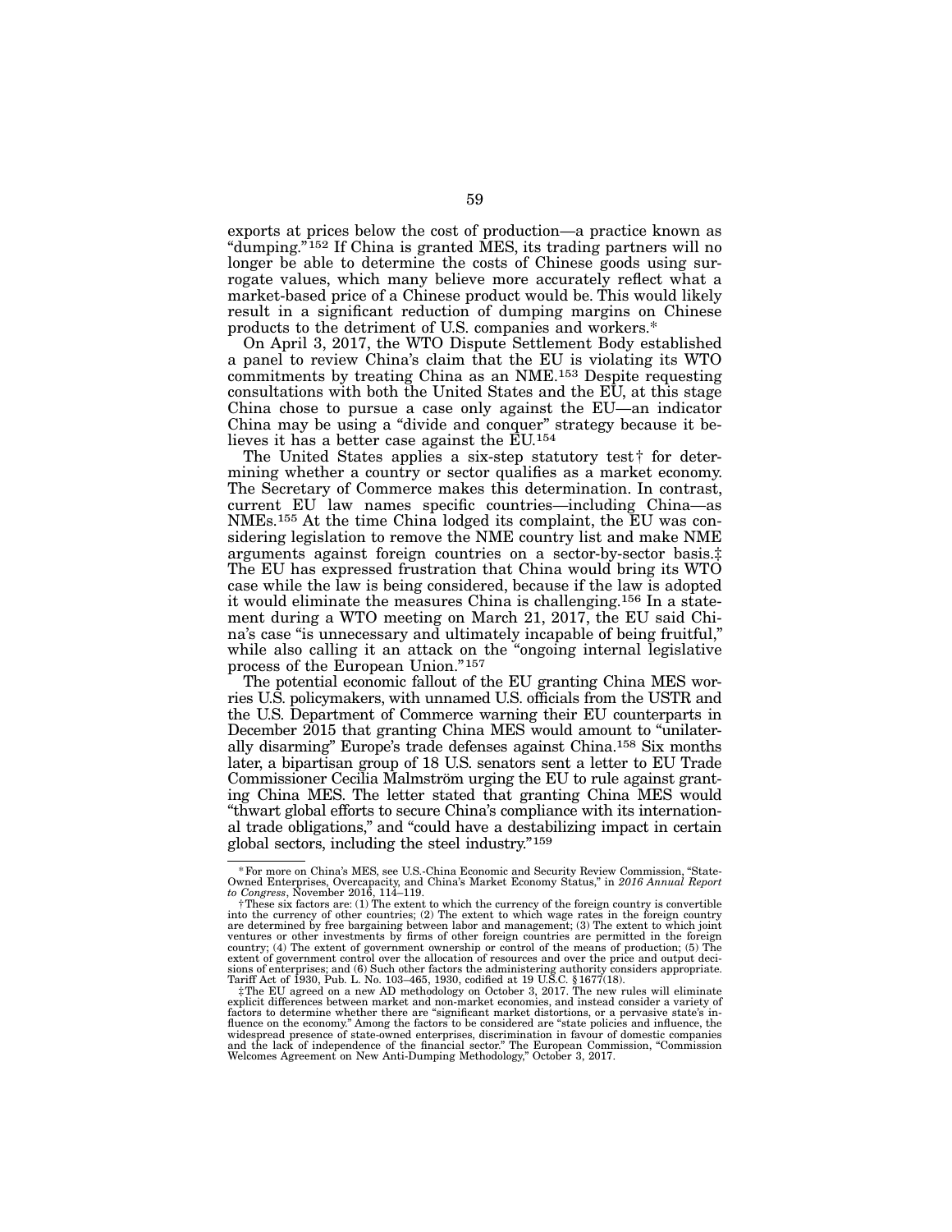exports at prices below the cost of production—a practice known as "dumping."[152] If China is granted MES, its trading partners will no longer be able to determine the costs of Chinese goods using surrogate values, which many believe more accurately reflect what a market-based price of a Chinese product would be. This would likely result in a significant reduction of dumping margins on Chinese products to the detriment of U.S. companies and workers.*

On April 3, 2017, the WTO Dispute Settlement Body established a panel to review China's claim that the EU is violating its WTO commitments by treating China as an NME.[153] Despite requesting consultations with both the United States and the EU, at this stage China chose to pursue a case only against the EU—an indicator China may be using a "divide and conquer" strategy because it believes it has a better case against the EU.[154]

The United States applies a six-step statutory test† for determining whether a country or sector qualifies as a market economy. The Secretary of Commerce makes this determination. In contrast, current EU law names specific countries—including China—as NMEs.[155] At the time China lodged its complaint, the EU was considering legislation to remove the NME country list and make NME arguments against foreign countries on a sector-by-sector basis.‡ The EU has expressed frustration that China would bring its WTO case while the law is being considered, because if the law is adopted it would eliminate the measures China is challenging.[156] In a statement during a WTO meeting on March 21, 2017, the EU said China's case "is unnecessary and ultimately incapable of being fruitful," while also calling it an attack on the "ongoing internal legislative process of the European Union."[157]

The potential economic fallout of the EU granting China MES worries U.S. policymakers, with unnamed U.S. officials from the USTR and the U.S. Department of Commerce warning their EU counterparts in December 2015 that granting China MES would amount to "unilaterally disarming" Europe's trade defenses against China.[158] Six months later, a bipartisan group of 18 U.S. senators sent a letter to EU Trade Commissioner Cecilia Malmström urging the EU to rule against granting China MES. The letter stated that granting China MES would "thwart global efforts to secure China's compliance with its international trade obligations," and "could have a destabilizing impact in certain global sectors, including the steel industry."[159]

---

*For more on China's MES, see U.S.-China Economic and Security Review Commission, "State-Owned Enterprises, Overcapacity, and China's Market Economy Status," in *2016 Annual Report to Congress*, November 2016, 114–119.

†These six factors are: (1) The extent to which the currency of the foreign country is convertible into the currency of other countries; (2) The extent to which wage rates in the foreign country are determined by free bargaining between labor and management; (3) The extent to which joint ventures or other investments by firms of other foreign countries are permitted in the foreign country; (4) The extent of government ownership or control of the means of production; (5) The extent of government control over the allocation of resources and over the price and output decisions of enterprises; and (6) Such other factors the administering authority considers appropriate. Tariff Act of 1930, Pub. L. No. 103–465, 1930, codified at 19 U.S.C. §1677(18).

‡The EU agreed on a new AD methodology on October 3, 2017. The new rules will eliminate explicit differences between market and non-market economies, and instead consider a variety of factors to determine whether there are "significant market distortions, or a pervasive state's influence on the economy." Among the factors to be considered are "state policies and influence, the widespread presence of state-owned enterprises, discrimination in favour of domestic companies and the lack of independence of the financial sector." The European Commission, "Commission Welcomes Agreement on New Anti-Dumping Methodology," October 3, 2017.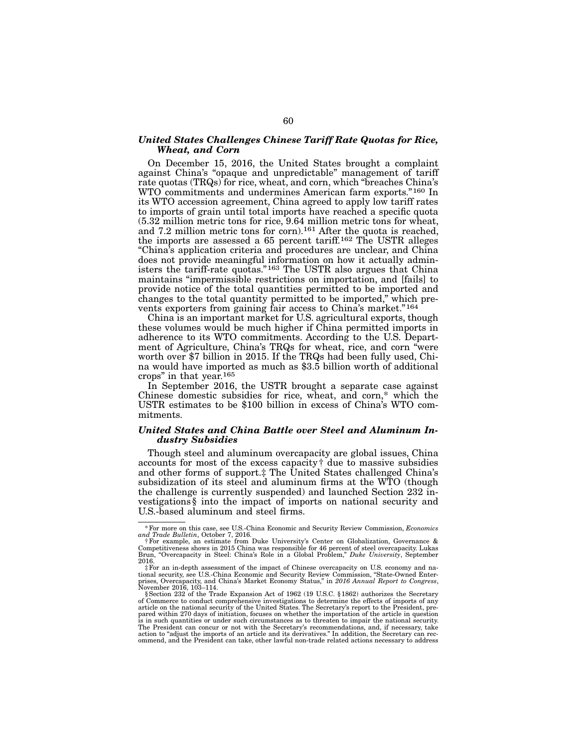### *United States Challenges Chinese Tariff Rate Quotas for Rice, Wheat, and Corn*

On December 15, 2016, the United States brought a complaint against China's "opaque and unpredictable" management of tariff rate quotas (TRQs) for rice, wheat, and corn, which "breaches China's WTO commitments and undermines American farm exports."[160] In its WTO accession agreement, China agreed to apply low tariff rates to imports of grain until total imports have reached a specific quota (5.32 million metric tons for rice, 9.64 million metric tons for wheat, and 7.2 million metric tons for corn).[161] After the quota is reached, the imports are assessed a 65 percent tariff.[162] The USTR alleges "China's application criteria and procedures are unclear, and China does not provide meaningful information on how it actually administers the tariff-rate quotas."[163] The USTR also argues that China maintains "impermissible restrictions on importation, and [fails] to provide notice of the total quantities permitted to be imported and changes to the total quantity permitted to be imported," which prevents exporters from gaining fair access to China's market."[164]

China is an important market for U.S. agricultural exports, though these volumes would be much higher if China permitted imports in adherence to its WTO commitments. According to the U.S. Department of Agriculture, China's TRQs for wheat, rice, and corn "were worth over $7 billion in 2015. If the TRQs had been fully used, China would have imported as much as $3.5 billion worth of additional crops" in that year.[165]

In September 2016, the USTR brought a separate case against Chinese domestic subsidies for rice, wheat, and corn,* which the USTR estimates to be $100 billion in excess of China's WTO commitments.

### *United States and China Battle over Steel and Aluminum Industry Subsidies*

Though steel and aluminum overcapacity are global issues, China accounts for most of the excess capacity† due to massive subsidies and other forms of support.‡ The United States challenged China's subsidization of its steel and aluminum firms at the WTO (though the challenge is currently suspended) and launched Section 232 investigations§ into the impact of imports on national security and U.S.-based aluminum and steel firms.

---

\* For more on this case, see U.S.-China Economic and Security Review Commission, *Economics and Trade Bulletin*, October 7, 2016.

† For example, an estimate from Duke University's Center on Globalization, Governance & Competitiveness shows in 2015 China was responsible for 46 percent of steel overcapacity. Lukas Brun, "Overcapacity in Steel: China's Role in a Global Problem," *Duke University*, September 2016.

‡ For an in-depth assessment of the impact of Chinese overcapacity on U.S. economy and national security, see U.S.-China Economic and Security Review Commission, "State-Owned Enterprises, Overcapacity, and China's Market Economy Status," in *2016 Annual Report to Congress*, November 2016, 103–114.

§ Section 232 of the Trade Expansion Act of 1962 (19 U.S.C. § 1862) authorizes the Secretary of Commerce to conduct comprehensive investigations to determine the effects of imports of any article on the national security of the United States. The Secretary's report to the President, prepared within 270 days of initiation, focuses on whether the importation of the article in question is in such quantities or under such circumstances as to threaten to impair the national security. The President can concur or not with the Secretary's recommendations, and, if necessary, take action to "adjust the imports of an article and its derivatives." In addition, the Secretary can recommend, and the President can take, other lawful non-trade related actions necessary to address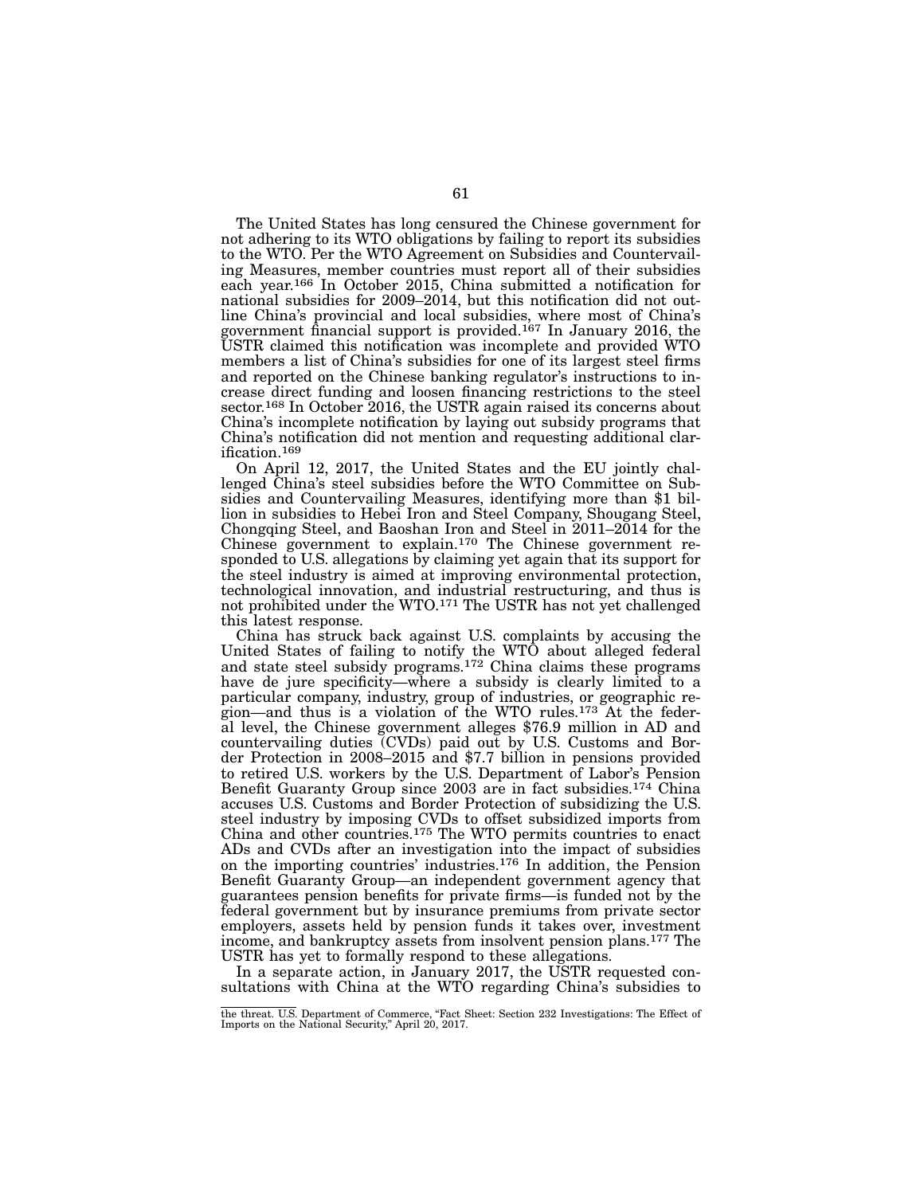The United States has long censured the Chinese government for not adhering to its WTO obligations by failing to report its subsidies to the WTO. Per the WTO Agreement on Subsidies and Countervailing Measures, member countries must report all of their subsidies each year.[166] In October 2015, China submitted a notification for national subsidies for 2009–2014, but this notification did not outline China's provincial and local subsidies, where most of China's government financial support is provided.[167] In January 2016, the USTR claimed this notification was incomplete and provided WTO members a list of China's subsidies for one of its largest steel firms and reported on the Chinese banking regulator's instructions to increase direct funding and loosen financing restrictions to the steel sector.[168] In October 2016, the USTR again raised its concerns about China's incomplete notification by laying out subsidy programs that China's notification did not mention and requesting additional clarification.[169]

On April 12, 2017, the United States and the EU jointly challenged China's steel subsidies before the WTO Committee on Subsidies and Countervailing Measures, identifying more than $1 billion in subsidies to Hebei Iron and Steel Company, Shougang Steel, Chongqing Steel, and Baoshan Iron and Steel in 2011–2014 for the Chinese government to explain.[170] The Chinese government responded to U.S. allegations by claiming yet again that its support for the steel industry is aimed at improving environmental protection, technological innovation, and industrial restructuring, and thus is not prohibited under the WTO.[171] The USTR has not yet challenged this latest response.

China has struck back against U.S. complaints by accusing the United States of failing to notify the WTO about alleged federal and state steel subsidy programs.[172] China claims these programs have de jure specificity—where a subsidy is clearly limited to a particular company, industry, group of industries, or geographic region—and thus is a violation of the WTO rules.[173] At the federal level, the Chinese government alleges $76.9 million in AD and countervailing duties (CVDs) paid out by U.S. Customs and Border Protection in 2008–2015 and $7.7 billion in pensions provided to retired U.S. workers by the U.S. Department of Labor's Pension Benefit Guaranty Group since 2003 are in fact subsidies.[174] China accuses U.S. Customs and Border Protection of subsidizing the U.S. steel industry by imposing CVDs to offset subsidized imports from China and other countries.[175] The WTO permits countries to enact ADs and CVDs after an investigation into the impact of subsidies on the importing countries' industries.[176] In addition, the Pension Benefit Guaranty Group—an independent government agency that guarantees pension benefits for private firms—is funded not by the federal government but by insurance premiums from private sector employers, assets held by pension funds it takes over, investment income, and bankruptcy assets from insolvent pension plans.[177] The USTR has yet to formally respond to these allegations.

In a separate action, in January 2017, the USTR requested consultations with China at the WTO regarding China's subsidies to

---

the threat. U.S. Department of Commerce, "Fact Sheet: Section 232 Investigations: The Effect of Imports on the National Security," April 20, 2017.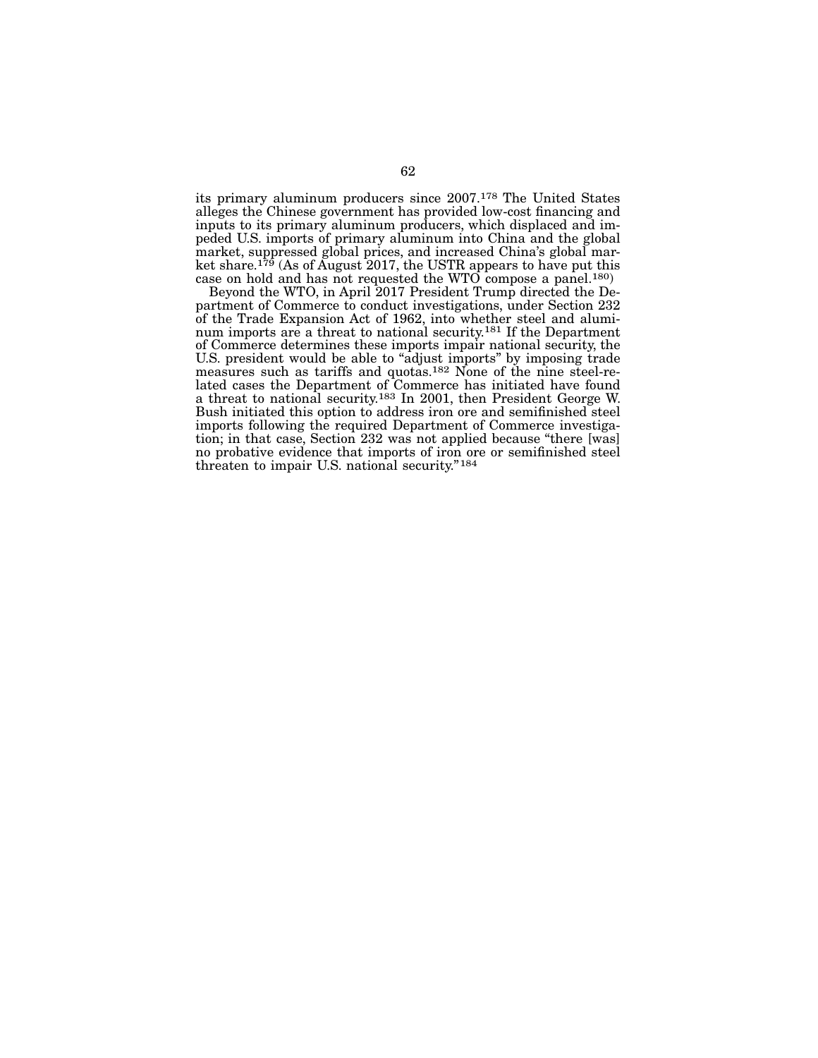its primary aluminum producers since 2007.[178] The United States alleges the Chinese government has provided low-cost financing and inputs to its primary aluminum producers, which displaced and impeded U.S. imports of primary aluminum into China and the global market, suppressed global prices, and increased China's global market share.[179] (As of August 2017, the USTR appears to have put this case on hold and has not requested the WTO compose a panel.[180])

Beyond the WTO, in April 2017 President Trump directed the Department of Commerce to conduct investigations, under Section 232 of the Trade Expansion Act of 1962, into whether steel and aluminum imports are a threat to national security.[181] If the Department of Commerce determines these imports impair national security, the U.S. president would be able to "adjust imports" by imposing trade measures such as tariffs and quotas.[182] None of the nine steel-related cases the Department of Commerce has initiated have found a threat to national security.[183] In 2001, then President George W. Bush initiated this option to address iron ore and semifinished steel imports following the required Department of Commerce investigation; in that case, Section 232 was not applied because "there [was] no probative evidence that imports of iron ore or semifinished steel threaten to impair U.S. national security."[184]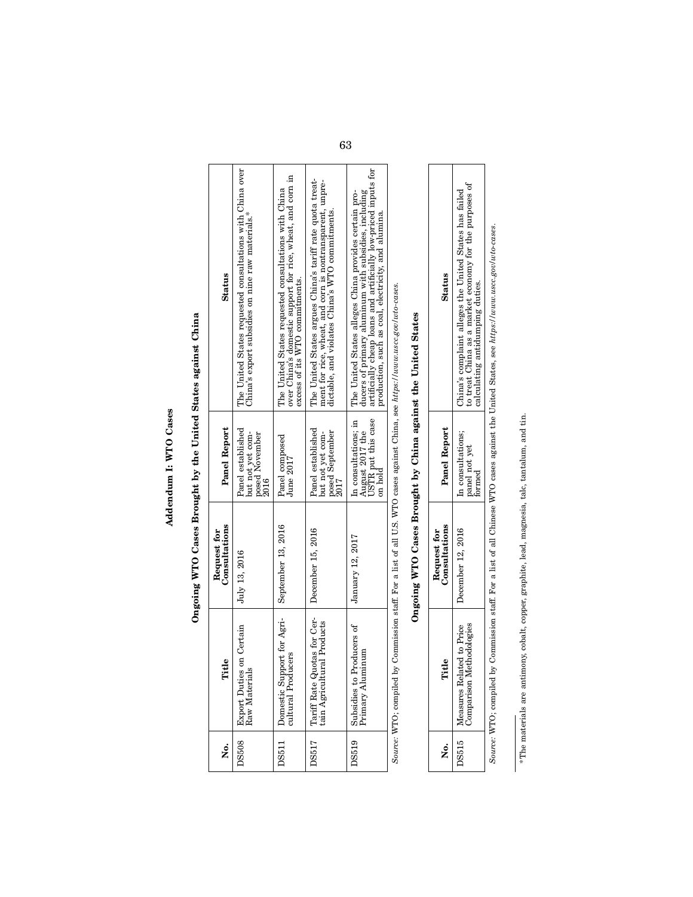# Addendum I: WTO Cases

## Ongoing WTO Cases Brought by the United States against China

| No. | Title | Request for Consultations | Panel Report | Status |
|---|---|---|---|---|
| DS508 | Export Duties on Certain Raw Materials | July 13, 2016 | Panel established but not yet composed November 2016 | The United States requested consultations with China over China's export subsidies on nine raw materials.* |
| DS511 | Domestic Support for Agricultural Producers | September 13, 2016 | Panel composed June 2017 | The United States requested consultations with China over China's domestic support for rice, wheat, and corn in excess of its WTO commitments. |
| DS517 | Tariff Rate Quotas for Certain Agricultural Products | December 15, 2016 | Panel established but not yet composed September 2017 | The United States argues China's tariff rate quota treatment for rice, wheat, and corn is nontransparent, unpredictable, and violates China's WTO commitments. |
| DS519 | Subsidies to Producers of Primary Aluminum | January 12, 2017 | In consultations; in August 2017 the USTR put this case on hold | The United States alleges China provides certain producers of primary aluminum with subsidies, including artificially cheap loans and artificially low-priced inputs for production, such as coal, electricity, and alumina. |

*Source:* WTO; compiled by Commission staff. For a list of all U.S. WTO cases against China, see *https://www.uscc.gov/wto-cases.*

## Ongoing WTO Cases Brought by China against the United States

| No. | Title | Request for Consultations | Panel Report | Status |
|---|---|---|---|---|
| DS515 | Measures Related to Price Comparison Methodologies | December 12, 2016 | In consultations; panel not yet formed | China's complaint alleges the United States has failed to treat China as a market economy for the purposes of calculating antidumping duties. |

*Source:* WTO; compiled by Commission staff. For a list of all Chinese WTO cases against the United States, see *https://www.uscc.gov/wto-cases.*

*The materials are antimony, cobalt, copper, graphite, lead, magnesia, talc, tantalum, and tin.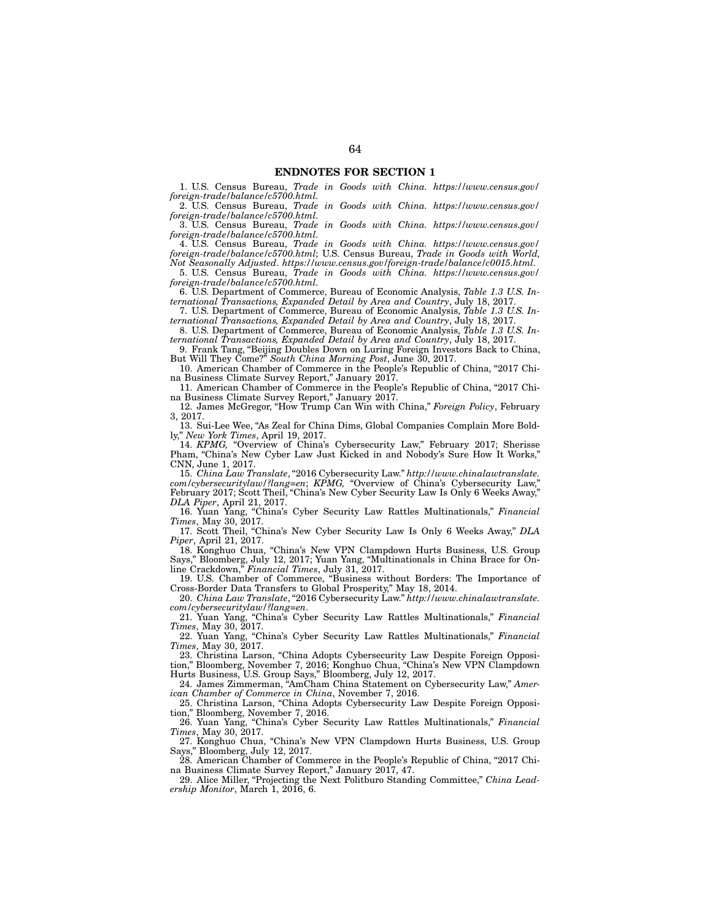## ENDNOTES FOR SECTION 1

1. U.S. Census Bureau, *Trade in Goods with China. https://www.census.gov/foreign-trade/balance/c5700.html.*
2. U.S. Census Bureau, *Trade in Goods with China. https://www.census.gov/foreign-trade/balance/c5700.html.*
3. U.S. Census Bureau, *Trade in Goods with China. https://www.census.gov/foreign-trade/balance/c5700.html.*
4. U.S. Census Bureau, *Trade in Goods with China. https://www.census.gov/foreign-trade/balance/c5700.html*; U.S. Census Bureau, *Trade in Goods with World, Not Seasonally Adjusted. https://www.census.gov/foreign-trade/balance/c0015.html.*
5. U.S. Census Bureau, *Trade in Goods with China. https://www.census.gov/foreign-trade/balance/c5700.html.*
6. U.S. Department of Commerce, Bureau of Economic Analysis, *Table 1.3 U.S. International Transactions, Expanded Detail by Area and Country*, July 18, 2017.
7. U.S. Department of Commerce, Bureau of Economic Analysis, *Table 1.3 U.S. International Transactions, Expanded Detail by Area and Country*, July 18, 2017.
8. U.S. Department of Commerce, Bureau of Economic Analysis, *Table 1.3 U.S. International Transactions, Expanded Detail by Area and Country*, July 18, 2017.
9. Frank Tang, "Beijing Doubles Down on Luring Foreign Investors Back to China, But Will They Come?" *South China Morning Post*, June 30, 2017.
10. American Chamber of Commerce in the People's Republic of China, "2017 China Business Climate Survey Report," January 2017.
11. American Chamber of Commerce in the People's Republic of China, "2017 China Business Climate Survey Report," January 2017.
12. James McGregor, "How Trump Can Win with China," *Foreign Policy*, February 3, 2017.
13. Sui-Lee Wee, "As Zeal for China Dims, Global Companies Complain More Boldly," *New York Times*, April 19, 2017.
14. *KPMG,* "Overview of China's Cybersecurity Law," February 2017; Sherisse Pham, "China's New Cyber Law Just Kicked in and Nobody's Sure How It Works," CNN, June 1, 2017.
15. *China Law Translate*, "2016 Cybersecurity Law." *http://www.chinalawtranslate.com/cybersecuritylaw/?lang=en*; *KPMG,* "Overview of China's Cybersecurity Law," February 2017; Scott Theil, "China's New Cyber Security Law Is Only 6 Weeks Away," *DLA Piper*, April 21, 2017.
16. Yuan Yang, "China's Cyber Security Law Rattles Multinationals," *Financial Times*, May 30, 2017.
17. Scott Theil, "China's New Cyber Security Law Is Only 6 Weeks Away," *DLA Piper*, April 21, 2017.
18. Konghuo Chua, "China's New VPN Clampdown Hurts Business, U.S. Group Says," Bloomberg, July 12, 2017; Yuan Yang, "Multinationals in China Brace for Online Crackdown," *Financial Times*, July 31, 2017.
19. U.S. Chamber of Commerce, "Business without Borders: The Importance of Cross-Border Data Transfers to Global Prosperity," May 18, 2014.
20. *China Law Translate*, "2016 Cybersecurity Law." *http://www.chinalawtranslate.com/cybersecuritylaw/?lang=en*.
21. Yuan Yang, "China's Cyber Security Law Rattles Multinationals," *Financial Times*, May 30, 2017.
22. Yuan Yang, "China's Cyber Security Law Rattles Multinationals," *Financial Times*, May 30, 2017.
23. Christina Larson, "China Adopts Cybersecurity Law Despite Foreign Opposition," Bloomberg, November 7, 2016; Konghuo Chua, "China's New VPN Clampdown Hurts Business, U.S. Group Says," Bloomberg, July 12, 2017.
24. James Zimmerman, "AmCham China Statement on Cybersecurity Law," *American Chamber of Commerce in China*, November 7, 2016.
25. Christina Larson, "China Adopts Cybersecurity Law Despite Foreign Opposition," Bloomberg, November 7, 2016.
26. Yuan Yang, "China's Cyber Security Law Rattles Multinationals," *Financial Times*, May 30, 2017.
27. Konghuo Chua, "China's New VPN Clampdown Hurts Business, U.S. Group Says," Bloomberg, July 12, 2017.
28. American Chamber of Commerce in the People's Republic of China, "2017 China Business Climate Survey Report," January 2017, 47.
29. Alice Miller, "Projecting the Next Politburo Standing Committee," *China Leadership Monitor*, March 1, 2016, 6.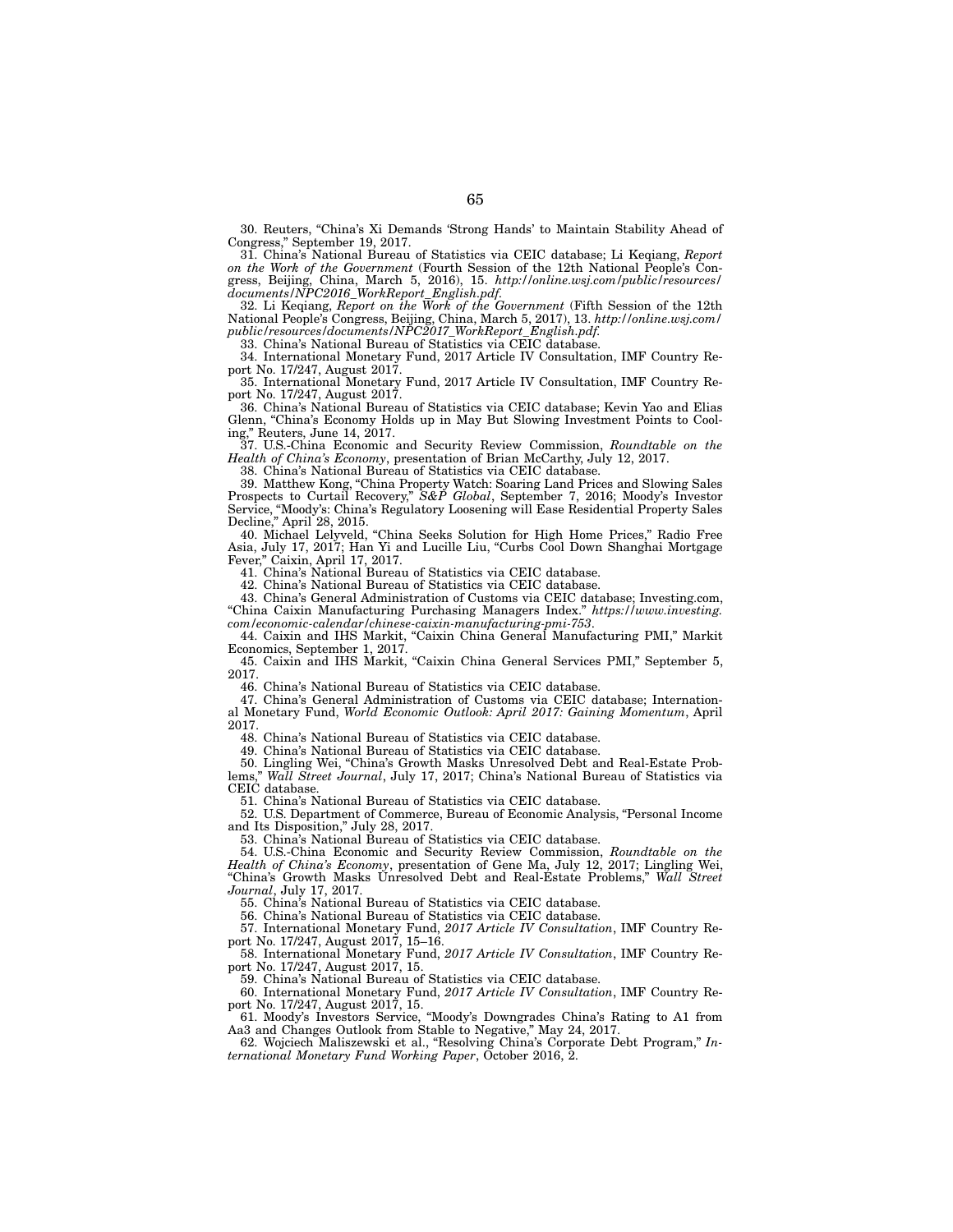30. Reuters, "China's Xi Demands 'Strong Hands' to Maintain Stability Ahead of Congress," September 19, 2017.

31. China's National Bureau of Statistics via CEIC database; Li Keqiang, *Report on the Work of the Government* (Fourth Session of the 12th National People's Congress, Beijing, China, March 5, 2016), 15. *http://online.wsj.com/public/resources/documents/NPC2016_WorkReport_English.pdf*.

32. Li Keqiang, *Report on the Work of the Government* (Fifth Session of the 12th National People's Congress, Beijing, China, March 5, 2017), 13. *http://online.wsj.com/public/resources/documents/NPC2017_WorkReport_English.pdf*.

33. China's National Bureau of Statistics via CEIC database.

34. International Monetary Fund, 2017 Article IV Consultation, IMF Country Report No. 17/247, August 2017.

35. International Monetary Fund, 2017 Article IV Consultation, IMF Country Report No. 17/247, August 2017.

36. China's National Bureau of Statistics via CEIC database; Kevin Yao and Elias Glenn, "China's Economy Holds up in May But Slowing Investment Points to Cooling," Reuters, June 14, 2017.

37. U.S.-China Economic and Security Review Commission, *Roundtable on the Health of China's Economy*, presentation of Brian McCarthy, July 12, 2017.

38. China's National Bureau of Statistics via CEIC database.

39. Matthew Kong, "China Property Watch: Soaring Land Prices and Slowing Sales Prospects to Curtail Recovery," *S&P Global*, September 7, 2016; Moody's Investor Service, "Moody's: China's Regulatory Loosening will Ease Residential Property Sales Decline," April 28, 2015.

40. Michael Lelyveld, "China Seeks Solution for High Home Prices," Radio Free Asia, July 17, 2017; Han Yi and Lucille Liu, "Curbs Cool Down Shanghai Mortgage Fever," Caixin, April 17, 2017.

41. China's National Bureau of Statistics via CEIC database.

42. China's National Bureau of Statistics via CEIC database.

43. China's General Administration of Customs via CEIC database; Investing.com, "China Caixin Manufacturing Purchasing Managers Index." *https://www.investing.com/economic-calendar/chinese-caixin-manufacturing-pmi-753*.

44. Caixin and IHS Markit, "Caixin China General Manufacturing PMI," Markit Economics, September 1, 2017.

45. Caixin and IHS Markit, "Caixin China General Services PMI," September 5, 2017.

46. China's National Bureau of Statistics via CEIC database.

47. China's General Administration of Customs via CEIC database; International Monetary Fund, *World Economic Outlook: April 2017: Gaining Momentum*, April 2017.

48. China's National Bureau of Statistics via CEIC database.

49. China's National Bureau of Statistics via CEIC database.

50. Lingling Wei, "China's Growth Masks Unresolved Debt and Real-Estate Problems," *Wall Street Journal*, July 17, 2017; China's National Bureau of Statistics via CEIC database.

51. China's National Bureau of Statistics via CEIC database.

52. U.S. Department of Commerce, Bureau of Economic Analysis, "Personal Income and Its Disposition," July 28, 2017.

53. China's National Bureau of Statistics via CEIC database.

54. U.S.-China Economic and Security Review Commission, *Roundtable on the Health of China's Economy*, presentation of Gene Ma, July 12, 2017; Lingling Wei, "China's Growth Masks Unresolved Debt and Real-Estate Problems," *Wall Street Journal*, July 17, 2017.

55. China's National Bureau of Statistics via CEIC database.

56. China's National Bureau of Statistics via CEIC database.

57. International Monetary Fund, *2017 Article IV Consultation*, IMF Country Report No. 17/247, August 2017, 15–16.

58. International Monetary Fund, *2017 Article IV Consultation*, IMF Country Report No. 17/247, August 2017, 15.

59. China's National Bureau of Statistics via CEIC database.

60. International Monetary Fund, *2017 Article IV Consultation*, IMF Country Report No. 17/247, August 2017, 15.

61. Moody's Investors Service, "Moody's Downgrades China's Rating to A1 from Aa3 and Changes Outlook from Stable to Negative," May 24, 2017.

62. Wojciech Maliszewski et al., "Resolving China's Corporate Debt Program," *International Monetary Fund Working Paper*, October 2016, 2.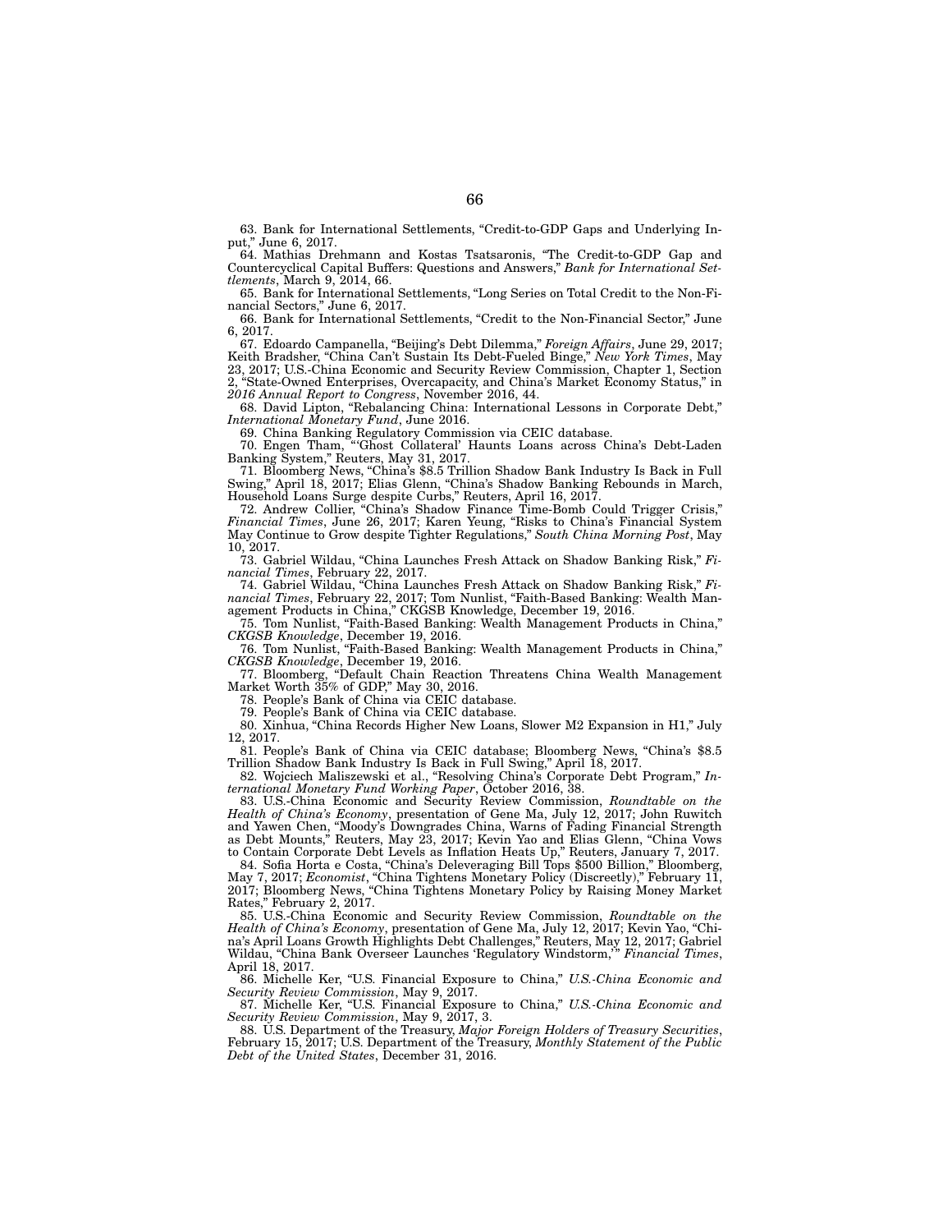63. Bank for International Settlements, "Credit-to-GDP Gaps and Underlying Input," June 6, 2017.

64. Mathias Drehmann and Kostas Tsatsaronis, "The Credit-to-GDP Gap and Countercyclical Capital Buffers: Questions and Answers," *Bank for International Settlements*, March 9, 2014, 66.

65. Bank for International Settlements, "Long Series on Total Credit to the Non-Financial Sectors," June 6, 2017.

66. Bank for International Settlements, "Credit to the Non-Financial Sector," June 6, 2017.

67. Edoardo Campanella, "Beijing's Debt Dilemma," *Foreign Affairs*, June 29, 2017; Keith Bradsher, "China Can't Sustain Its Debt-Fueled Binge," *New York Times*, May 23, 2017; U.S.-China Economic and Security Review Commission, Chapter 1, Section 2, "State-Owned Enterprises, Overcapacity, and China's Market Economy Status," in *2016 Annual Report to Congress*, November 2016, 44.

68. David Lipton, "Rebalancing China: International Lessons in Corporate Debt," *International Monetary Fund*, June 2016.

69. China Banking Regulatory Commission via CEIC database.

70. Engen Tham, "'Ghost Collateral' Haunts Loans across China's Debt-Laden Banking System," Reuters, May 31, 2017.

71. Bloomberg News, "China's $8.5 Trillion Shadow Bank Industry Is Back in Full Swing," April 18, 2017; Elias Glenn, "China's Shadow Banking Rebounds in March, Household Loans Surge despite Curbs," Reuters, April 16, 2017.

72. Andrew Collier, "China's Shadow Finance Time-Bomb Could Trigger Crisis," *Financial Times*, June 26, 2017; Karen Yeung, "Risks to China's Financial System May Continue to Grow despite Tighter Regulations," *South China Morning Post*, May 10, 2017.

73. Gabriel Wildau, "China Launches Fresh Attack on Shadow Banking Risk," *Financial Times*, February 22, 2017.

74. Gabriel Wildau, "China Launches Fresh Attack on Shadow Banking Risk," *Financial Times*, February 22, 2017; Tom Nunlist, "Faith-Based Banking: Wealth Management Products in China," CKGSB Knowledge, December 19, 2016.

75. Tom Nunlist, "Faith-Based Banking: Wealth Management Products in China," *CKGSB Knowledge*, December 19, 2016.

76. Tom Nunlist, "Faith-Based Banking: Wealth Management Products in China," *CKGSB Knowledge*, December 19, 2016.

77. Bloomberg, "Default Chain Reaction Threatens China Wealth Management Market Worth 35% of GDP," May 30, 2016.

78. People's Bank of China via CEIC database.

79. People's Bank of China via CEIC database.

80. Xinhua, "China Records Higher New Loans, Slower M2 Expansion in H1," July 12, 2017.

81. People's Bank of China via CEIC database; Bloomberg News, "China's $8.5 Trillion Shadow Bank Industry Is Back in Full Swing," April 18, 2017.

82. Wojciech Maliszewski et al., "Resolving China's Corporate Debt Program," *International Monetary Fund Working Paper*, October 2016, 38.

83. U.S.-China Economic and Security Review Commission, *Roundtable on the Health of China's Economy*, presentation of Gene Ma, July 12, 2017; John Ruwitch and Yawen Chen, "Moody's Downgrades China, Warns of Fading Financial Strength as Debt Mounts," Reuters, May 23, 2017; Kevin Yao and Elias Glenn, "China Vows to Contain Corporate Debt Levels as Inflation Heats Up," Reuters, January 7, 2017.

84. Sofia Horta e Costa, "China's Deleveraging Bill Tops $500 Billion," Bloomberg, May 7, 2017; *Economist*, "China Tightens Monetary Policy (Discreetly)," February 11, 2017; Bloomberg News, "China Tightens Monetary Policy by Raising Money Market Rates," February 2, 2017.

85. U.S.-China Economic and Security Review Commission, *Roundtable on the Health of China's Economy*, presentation of Gene Ma, July 12, 2017; Kevin Yao, "China's April Loans Growth Highlights Debt Challenges," Reuters, May 12, 2017; Gabriel Wildau, "China Bank Overseer Launches 'Regulatory Windstorm,'" *Financial Times*, April 18, 2017.

86. Michelle Ker, "U.S. Financial Exposure to China," *U.S.-China Economic and Security Review Commission*, May 9, 2017.

87. Michelle Ker, "U.S. Financial Exposure to China," *U.S.-China Economic and Security Review Commission*, May 9, 2017, 3.

88. U.S. Department of the Treasury, *Major Foreign Holders of Treasury Securities*, February 15, 2017; U.S. Department of the Treasury, *Monthly Statement of the Public Debt of the United States*, December 31, 2016.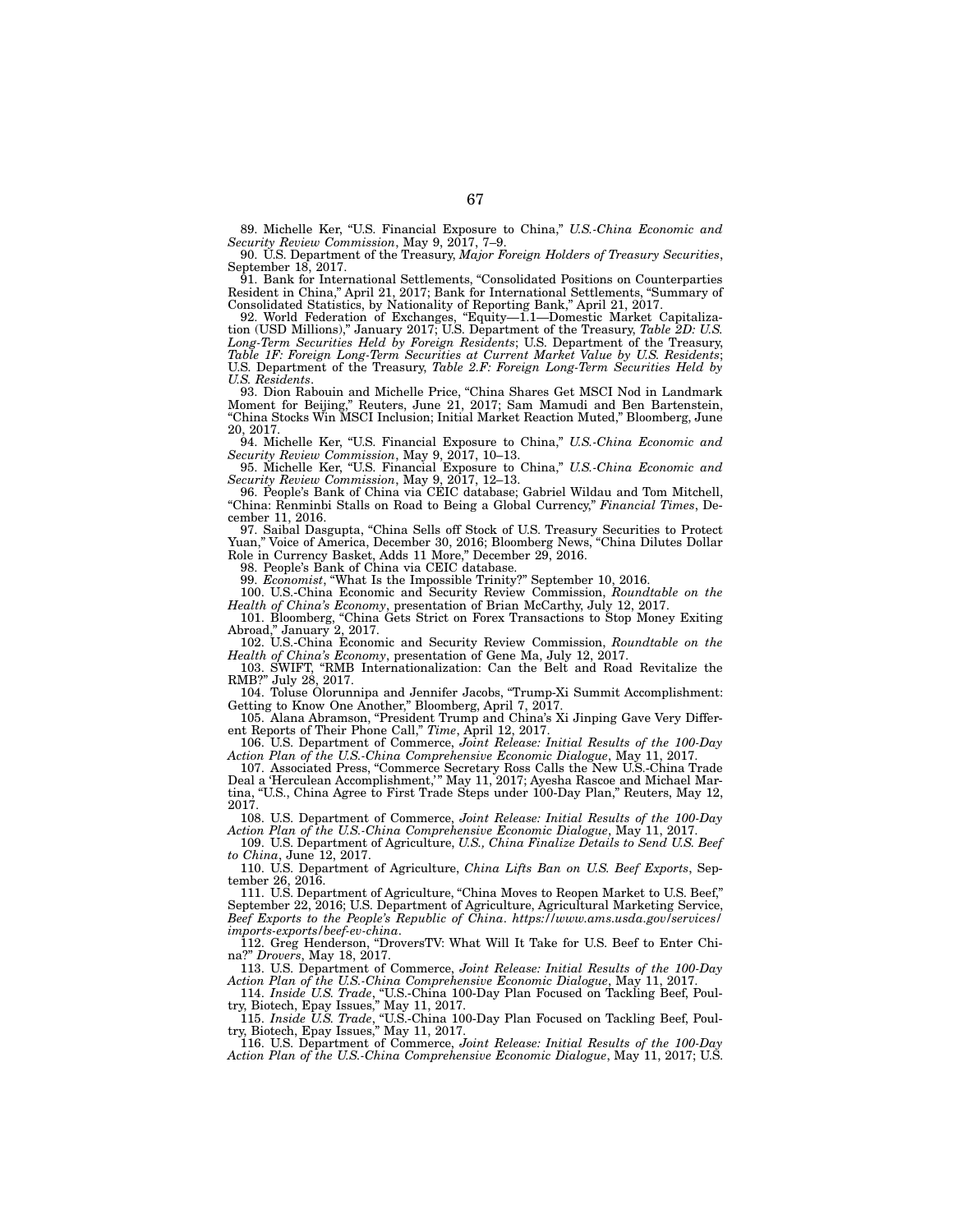89. Michelle Ker, "U.S. Financial Exposure to China," *U.S.-China Economic and Security Review Commission*, May 9, 2017, 7–9.

90. U.S. Department of the Treasury, *Major Foreign Holders of Treasury Securities*, September 18, 2017.

91. Bank for International Settlements, "Consolidated Positions on Counterparties Resident in China," April 21, 2017; Bank for International Settlements, "Summary of Consolidated Statistics, by Nationality of Reporting Bank," April 21, 2017.

92. World Federation of Exchanges, "Equity—1.1—Domestic Market Capitalization (USD Millions)," January 2017; U.S. Department of the Treasury, *Table 2D: U.S. Long-Term Securities Held by Foreign Residents*; U.S. Department of the Treasury, *Table 1F: Foreign Long-Term Securities at Current Market Value by U.S. Residents*; U.S. Department of the Treasury, *Table 2.F: Foreign Long-Term Securities Held by U.S. Residents*.

93. Dion Rabouin and Michelle Price, "China Shares Get MSCI Nod in Landmark Moment for Beijing," Reuters, June 21, 2017; Sam Mamudi and Ben Bartenstein, "China Stocks Win MSCI Inclusion; Initial Market Reaction Muted," Bloomberg, June 20, 2017.

94. Michelle Ker, "U.S. Financial Exposure to China," *U.S.-China Economic and Security Review Commission*, May 9, 2017, 10–13.

95. Michelle Ker, "U.S. Financial Exposure to China," *U.S.-China Economic and Security Review Commission*, May 9, 2017, 12–13.

96. People's Bank of China via CEIC database; Gabriel Wildau and Tom Mitchell, "China: Renminbi Stalls on Road to Being a Global Currency," *Financial Times*, December 11, 2016.

97. Saibal Dasgupta, "China Sells off Stock of U.S. Treasury Securities to Protect Yuan," Voice of America, December 30, 2016; Bloomberg News, "China Dilutes Dollar Role in Currency Basket, Adds 11 More," December 29, 2016.

98. People's Bank of China via CEIC database.

99. *Economist*, "What Is the Impossible Trinity?" September 10, 2016.

100. U.S.-China Economic and Security Review Commission, *Roundtable on the Health of China's Economy*, presentation of Brian McCarthy, July 12, 2017.

101. Bloomberg, "China Gets Strict on Forex Transactions to Stop Money Exiting Abroad," January 2, 2017.

102. U.S.-China Economic and Security Review Commission, *Roundtable on the Health of China's Economy*, presentation of Gene Ma, July 12, 2017.

103. SWIFT, "RMB Internationalization: Can the Belt and Road Revitalize the RMB?" July 28, 2017.

104. Toluse Olorunnipa and Jennifer Jacobs, "Trump-Xi Summit Accomplishment: Getting to Know One Another," Bloomberg, April 7, 2017.

105. Alana Abramson, "President Trump and China's Xi Jinping Gave Very Different Reports of Their Phone Call," *Time*, April 12, 2017.

106. U.S. Department of Commerce, *Joint Release: Initial Results of the 100-Day Action Plan of the U.S.-China Comprehensive Economic Dialogue*, May 11, 2017.

107. Associated Press, "Commerce Secretary Ross Calls the New U.S.-China Trade Deal a 'Herculean Accomplishment,'" May 11, 2017; Ayesha Rascoe and Michael Martina, "U.S., China Agree to First Trade Steps under 100-Day Plan," Reuters, May 12, 2017.

108. U.S. Department of Commerce, *Joint Release: Initial Results of the 100-Day Action Plan of the U.S.-China Comprehensive Economic Dialogue*, May 11, 2017.

109. U.S. Department of Agriculture, *U.S., China Finalize Details to Send U.S. Beef to China*, June 12, 2017.

110. U.S. Department of Agriculture, *China Lifts Ban on U.S. Beef Exports*, September 26, 2016.

111. U.S. Department of Agriculture, "China Moves to Reopen Market to U.S. Beef," September 22, 2016; U.S. Department of Agriculture, Agricultural Marketing Service, *Beef Exports to the People's Republic of China*. *https://www.ams.usda.gov/services/imports-exports/beef-ev-china*.

112. Greg Henderson, "DroversTV: What Will It Take for U.S. Beef to Enter China?" *Drovers*, May 18, 2017.

113. U.S. Department of Commerce, *Joint Release: Initial Results of the 100-Day Action Plan of the U.S.-China Comprehensive Economic Dialogue*, May 11, 2017.

114. *Inside U.S. Trade*, "U.S.-China 100-Day Plan Focused on Tackling Beef, Poultry, Biotech, Epay Issues," May 11, 2017.

115. *Inside U.S. Trade*, "U.S.-China 100-Day Plan Focused on Tackling Beef, Poultry, Biotech, Epay Issues," May 11, 2017.

116. U.S. Department of Commerce, *Joint Release: Initial Results of the 100-Day Action Plan of the U.S.-China Comprehensive Economic Dialogue*, May 11, 2017; U.S.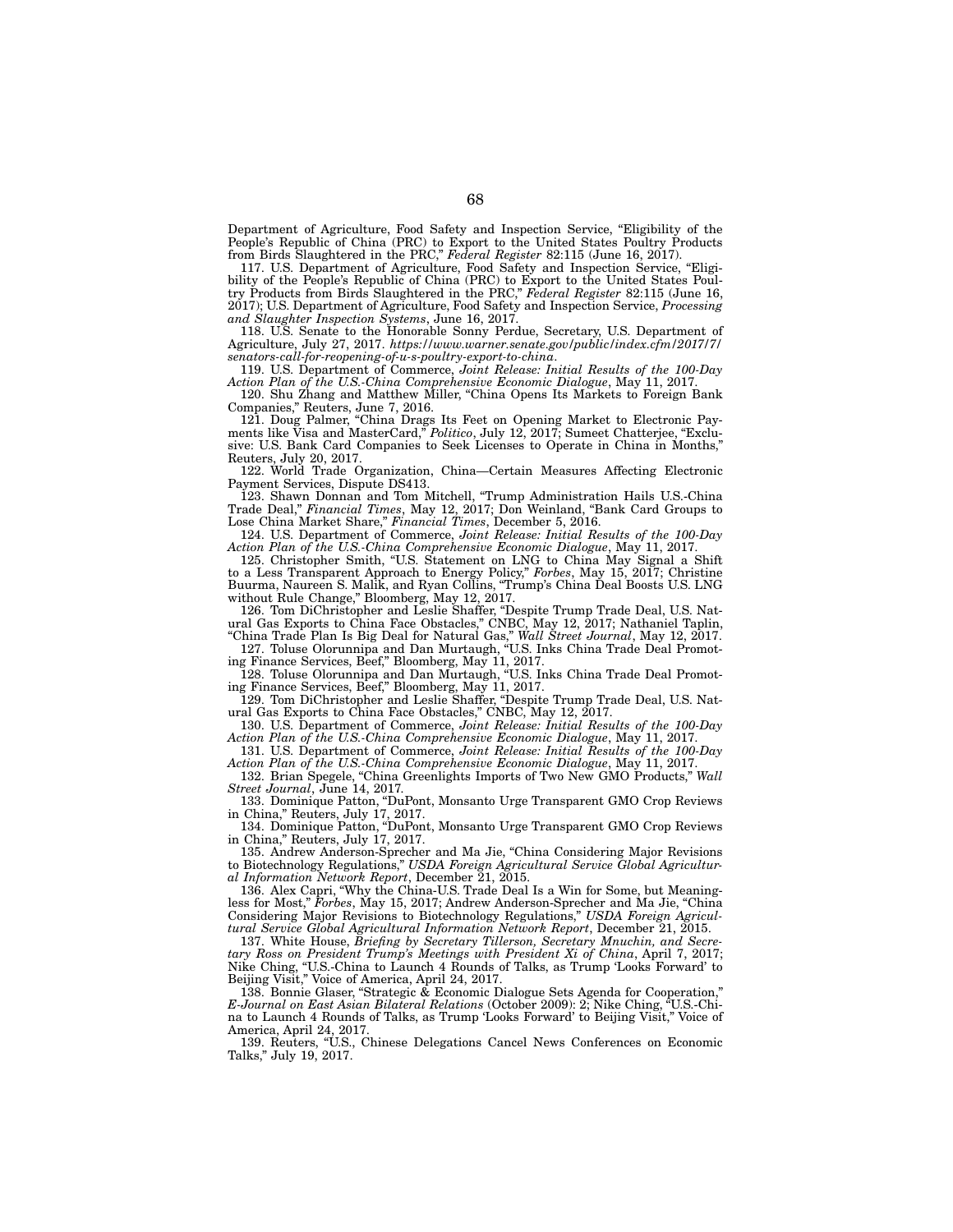Department of Agriculture, Food Safety and Inspection Service, "Eligibility of the People's Republic of China (PRC) to Export to the United States Poultry Products from Birds Slaughtered in the PRC," *Federal Register* 82:115 (June 16, 2017).

117. U.S. Department of Agriculture, Food Safety and Inspection Service, "Eligibility of the People's Republic of China (PRC) to Export to the United States Poultry Products from Birds Slaughtered in the PRC," *Federal Register* 82:115 (June 16, 2017); U.S. Department of Agriculture, Food Safety and Inspection Service, *Processing and Slaughter Inspection Systems*, June 16, 2017.

118. U.S. Senate to the Honorable Sonny Perdue, Secretary, U.S. Department of Agriculture, July 27, 2017. *https://www.warner.senate.gov/public/index.cfm/2017/7/senators-call-for-reopening-of-u-s-poultry-export-to-china*.

119. U.S. Department of Commerce, *Joint Release: Initial Results of the 100-Day Action Plan of the U.S.-China Comprehensive Economic Dialogue*, May 11, 2017.

120. Shu Zhang and Matthew Miller, "China Opens Its Markets to Foreign Bank Companies," Reuters, June 7, 2016.

121. Doug Palmer, "China Drags Its Feet on Opening Market to Electronic Payments like Visa and MasterCard," *Politico*, July 12, 2017; Sumeet Chatterjee, "Exclusive: U.S. Bank Card Companies to Seek Licenses to Operate in China in Months," Reuters, July 20, 2017.

122. World Trade Organization, China—Certain Measures Affecting Electronic Payment Services, Dispute DS413.

123. Shawn Donnan and Tom Mitchell, "Trump Administration Hails U.S.-China Trade Deal," *Financial Times*, May 12, 2017; Don Weinland, "Bank Card Groups to Lose China Market Share," *Financial Times*, December 5, 2016.

124. U.S. Department of Commerce, *Joint Release: Initial Results of the 100-Day Action Plan of the U.S.-China Comprehensive Economic Dialogue*, May 11, 2017.

125. Christopher Smith, "U.S. Statement on LNG to China May Signal a Shift to a Less Transparent Approach to Energy Policy," *Forbes*, May 15, 2017; Christine Buurma, Naureen S. Malik, and Ryan Collins, "Trump's China Deal Boosts U.S. LNG without Rule Change," Bloomberg, May 12, 2017.

126. Tom DiChristopher and Leslie Shaffer, "Despite Trump Trade Deal, U.S. Natural Gas Exports to China Face Obstacles," CNBC, May 12, 2017; Nathaniel Taplin, "China Trade Plan Is Big Deal for Natural Gas," *Wall Street Journal*, May 12, 2017.

127. Toluse Olorunnipa and Dan Murtaugh, "U.S. Inks China Trade Deal Promoting Finance Services, Beef," Bloomberg, May 11, 2017.

128. Toluse Olorunnipa and Dan Murtaugh, "U.S. Inks China Trade Deal Promoting Finance Services, Beef," Bloomberg, May 11, 2017.

129. Tom DiChristopher and Leslie Shaffer, "Despite Trump Trade Deal, U.S. Natural Gas Exports to China Face Obstacles," CNBC, May 12, 2017.

130. U.S. Department of Commerce, *Joint Release: Initial Results of the 100-Day Action Plan of the U.S.-China Comprehensive Economic Dialogue*, May 11, 2017.

131. U.S. Department of Commerce, *Joint Release: Initial Results of the 100-Day Action Plan of the U.S.-China Comprehensive Economic Dialogue*, May 11, 2017.

132. Brian Spegele, "China Greenlights Imports of Two New GMO Products," *Wall Street Journal*, June 14, 2017.

133. Dominique Patton, "DuPont, Monsanto Urge Transparent GMO Crop Reviews in China," Reuters, July 17, 2017.

134. Dominique Patton, "DuPont, Monsanto Urge Transparent GMO Crop Reviews in China," Reuters, July 17, 2017.

135. Andrew Anderson-Sprecher and Ma Jie, "China Considering Major Revisions to Biotechnology Regulations," *USDA Foreign Agricultural Service Global Agricultural Information Network Report*, December 21, 2015.

136. Alex Capri, "Why the China-U.S. Trade Deal Is a Win for Some, but Meaningless for Most," *Forbes*, May 15, 2017; Andrew Anderson-Sprecher and Ma Jie, "China Considering Major Revisions to Biotechnology Regulations," *USDA Foreign Agricultural Service Global Agricultural Information Network Report*, December 21, 2015.

137. White House, *Briefing by Secretary Tillerson, Secretary Mnuchin, and Secretary Ross on President Trump's Meetings with President Xi of China*, April 7, 2017; Nike Ching, "U.S.-China to Launch 4 Rounds of Talks, as Trump 'Looks Forward' to Beijing Visit," Voice of America, April 24, 2017.

138. Bonnie Glaser, "Strategic & Economic Dialogue Sets Agenda for Cooperation," *E-Journal on East Asian Bilateral Relations* (October 2009): 2; Nike Ching, "U.S.-China to Launch 4 Rounds of Talks, as Trump 'Looks Forward' to Beijing Visit," Voice of America, April 24, 2017.

139. Reuters, "U.S., Chinese Delegations Cancel News Conferences on Economic Talks," July 19, 2017.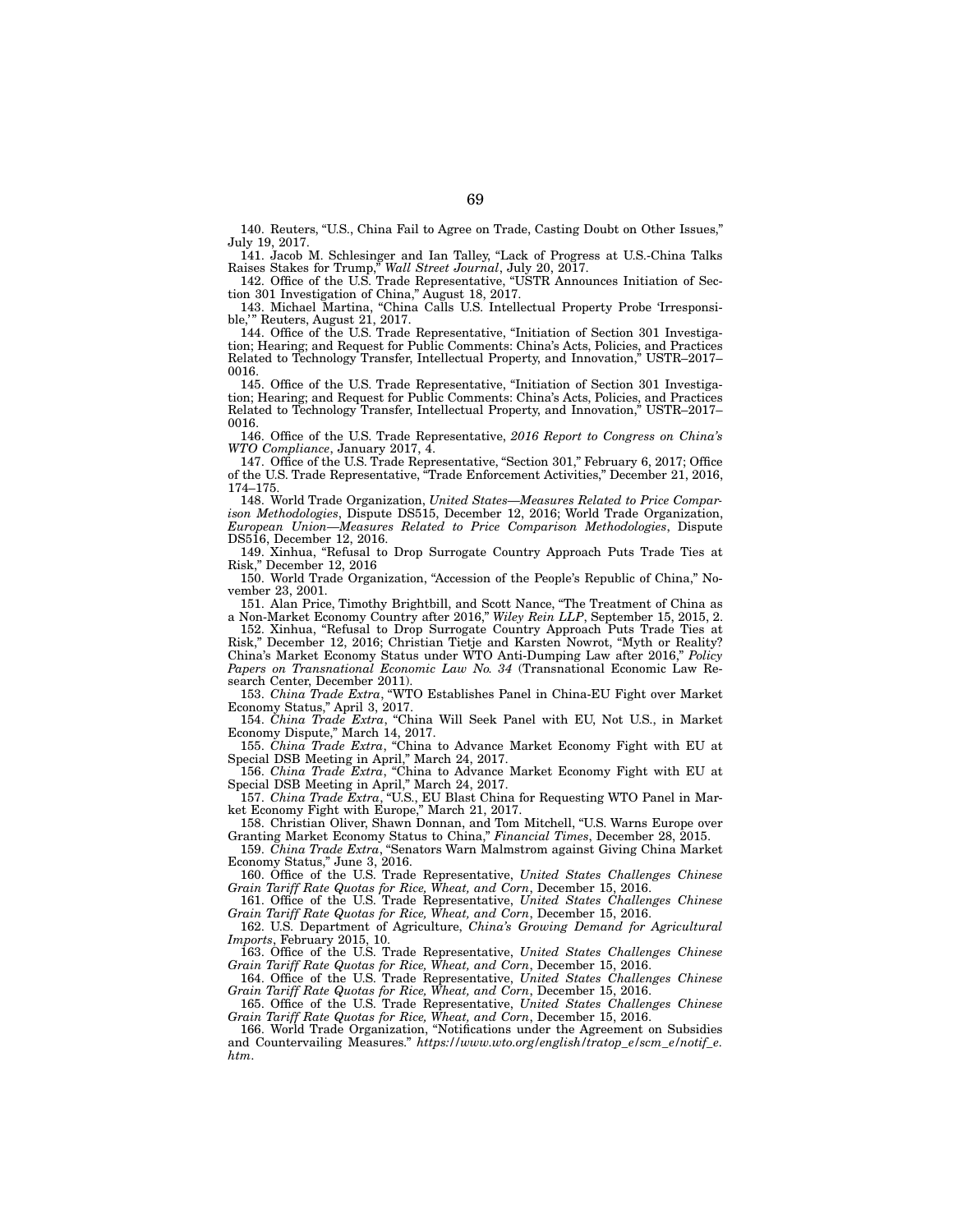140. Reuters, "U.S., China Fail to Agree on Trade, Casting Doubt on Other Issues," July 19, 2017.

141. Jacob M. Schlesinger and Ian Talley, "Lack of Progress at U.S.-China Talks Raises Stakes for Trump," *Wall Street Journal*, July 20, 2017.

142. Office of the U.S. Trade Representative, "USTR Announces Initiation of Section 301 Investigation of China," August 18, 2017.

143. Michael Martina, "China Calls U.S. Intellectual Property Probe 'Irresponsible,'" Reuters, August 21, 2017.

144. Office of the U.S. Trade Representative, "Initiation of Section 301 Investigation; Hearing; and Request for Public Comments: China's Acts, Policies, and Practices Related to Technology Transfer, Intellectual Property, and Innovation," USTR–2017–0016.

145. Office of the U.S. Trade Representative, "Initiation of Section 301 Investigation; Hearing; and Request for Public Comments: China's Acts, Policies, and Practices Related to Technology Transfer, Intellectual Property, and Innovation," USTR–2017–0016.

146. Office of the U.S. Trade Representative, *2016 Report to Congress on China's WTO Compliance*, January 2017, 4.

147. Office of the U.S. Trade Representative, "Section 301," February 6, 2017; Office of the U.S. Trade Representative, "Trade Enforcement Activities," December 21, 2016, 174–175.

148. World Trade Organization, *United States—Measures Related to Price Comparison Methodologies*, Dispute DS515, December 12, 2016; World Trade Organization, *European Union—Measures Related to Price Comparison Methodologies*, Dispute DS516, December 12, 2016.

149. Xinhua, "Refusal to Drop Surrogate Country Approach Puts Trade Ties at Risk," December 12, 2016

150. World Trade Organization, "Accession of the People's Republic of China," November 23, 2001.

151. Alan Price, Timothy Brightbill, and Scott Nance, "The Treatment of China as a Non-Market Economy Country after 2016," *Wiley Rein LLP*, September 15, 2015, 2.

152. Xinhua, "Refusal to Drop Surrogate Country Approach Puts Trade Ties at Risk," December 12, 2016; Christian Tietje and Karsten Nowrot, "Myth or Reality? China's Market Economy Status under WTO Anti-Dumping Law after 2016," *Policy Papers on Transnational Economic Law No. 34* (Transnational Economic Law Research Center, December 2011).

153. *China Trade Extra*, "WTO Establishes Panel in China-EU Fight over Market Economy Status," April 3, 2017.

154. *China Trade Extra*, "China Will Seek Panel with EU, Not U.S., in Market Economy Dispute," March 14, 2017.

155. *China Trade Extra*, "China to Advance Market Economy Fight with EU at Special DSB Meeting in April," March 24, 2017.

156. *China Trade Extra*, "China to Advance Market Economy Fight with EU at Special DSB Meeting in April," March 24, 2017.

157. *China Trade Extra*, "U.S., EU Blast China for Requesting WTO Panel in Market Economy Fight with Europe," March 21, 2017.

158. Christian Oliver, Shawn Donnan, and Tom Mitchell, "U.S. Warns Europe over Granting Market Economy Status to China," *Financial Times*, December 28, 2015.

159. *China Trade Extra*, "Senators Warn Malmstrom against Giving China Market Economy Status," June 3, 2016.

160. Office of the U.S. Trade Representative, *United States Challenges Chinese Grain Tariff Rate Quotas for Rice, Wheat, and Corn*, December 15, 2016.

161. Office of the U.S. Trade Representative, *United States Challenges Chinese Grain Tariff Rate Quotas for Rice, Wheat, and Corn*, December 15, 2016.

162. U.S. Department of Agriculture, *China's Growing Demand for Agricultural Imports*, February 2015, 10.

163. Office of the U.S. Trade Representative, *United States Challenges Chinese Grain Tariff Rate Quotas for Rice, Wheat, and Corn*, December 15, 2016.

164. Office of the U.S. Trade Representative, *United States Challenges Chinese Grain Tariff Rate Quotas for Rice, Wheat, and Corn*, December 15, 2016.

165. Office of the U.S. Trade Representative, *United States Challenges Chinese Grain Tariff Rate Quotas for Rice, Wheat, and Corn*, December 15, 2016.

166. World Trade Organization, "Notifications under the Agreement on Subsidies and Countervailing Measures." *https://www.wto.org/english/tratop_e/scm_e/notif_e.htm*.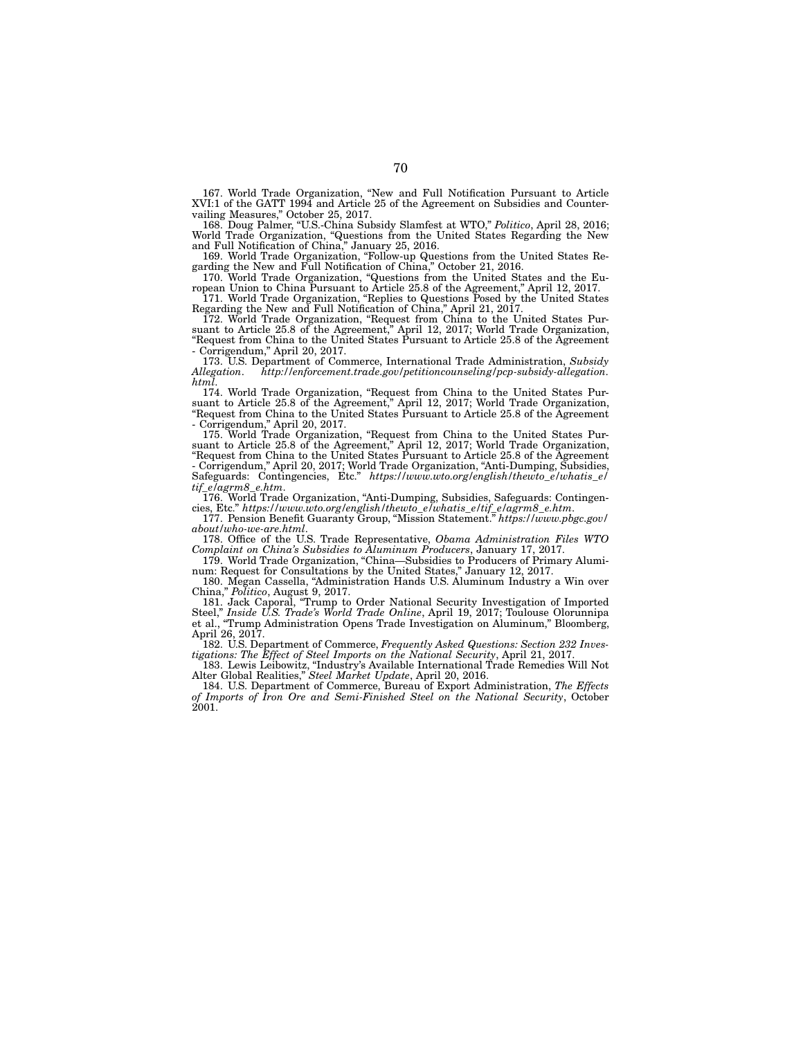167. World Trade Organization, “New and Full Notification Pursuant to Article XVI:1 of the GATT 1994 and Article 25 of the Agreement on Subsidies and Countervailing Measures,” October 25, 2017.

168. Doug Palmer, “U.S.-China Subsidy Slamfest at WTO,” *Politico*, April 28, 2016; World Trade Organization, “Questions from the United States Regarding the New and Full Notification of China,” January 25, 2016.

169. World Trade Organization, “Follow-up Questions from the United States Regarding the New and Full Notification of China,” October 21, 2016.

170. World Trade Organization, “Questions from the United States and the European Union to China Pursuant to Article 25.8 of the Agreement,” April 12, 2017.

171. World Trade Organization, “Replies to Questions Posed by the United States Regarding the New and Full Notification of China,” April 21, 2017.

172. World Trade Organization, “Request from China to the United States Pursuant to Article 25.8 of the Agreement,” April 12, 2017; World Trade Organization, “Request from China to the United States Pursuant to Article 25.8 of the Agreement - Corrigendum,” April 20, 2017.

173. U.S. Department of Commerce, International Trade Administration, *Subsidy Allegation*. *http://enforcement.trade.gov/petitioncounseling/pcp-subsidy-allegation.html*.

174. World Trade Organization, “Request from China to the United States Pursuant to Article 25.8 of the Agreement,” April 12, 2017; World Trade Organization, “Request from China to the United States Pursuant to Article 25.8 of the Agreement - Corrigendum,” April 20, 2017.

175. World Trade Organization, “Request from China to the United States Pursuant to Article 25.8 of the Agreement,” April 12, 2017; World Trade Organization, “Request from China to the United States Pursuant to Article 25.8 of the Agreement - Corrigendum,” April 20, 2017; World Trade Organization, “Anti-Dumping, Subsidies, Safeguards: Contingencies, Etc.” *https://www.wto.org/english/thewto_e/whatis_e/tif_e/agrm8_e.htm*.

176. World Trade Organization, “Anti-Dumping, Subsidies, Safeguards: Contingencies, Etc.” *https://www.wto.org/english/thewto_e/whatis_e/tif_e/agrm8_e.htm*.

177. Pension Benefit Guaranty Group, “Mission Statement.” *https://www.pbgc.gov/about/who-we-are.html*.

178. Office of the U.S. Trade Representative, *Obama Administration Files WTO Complaint on China's Subsidies to Aluminum Producers*, January 17, 2017.

179. World Trade Organization, “China—Subsidies to Producers of Primary Aluminum: Request for Consultations by the United States,” January 12, 2017.

180. Megan Cassella, “Administration Hands U.S. Aluminum Industry a Win over China,” *Politico*, August 9, 2017.

181. Jack Caporal, “Trump to Order National Security Investigation of Imported Steel,” *Inside U.S. Trade's World Trade Online*, April 19, 2017; Toulouse Olorunnipa et al., “Trump Administration Opens Trade Investigation on Aluminum,” Bloomberg, April 26, 2017.

182. U.S. Department of Commerce, *Frequently Asked Questions: Section 232 Investigations: The Effect of Steel Imports on the National Security*, April 21, 2017.

183. Lewis Leibowitz, “Industry's Available International Trade Remedies Will Not Alter Global Realities,” *Steel Market Update*, April 20, 2016.

184. U.S. Department of Commerce, Bureau of Export Administration, *The Effects of Imports of Iron Ore and Semi-Finished Steel on the National Security*, October 2001.